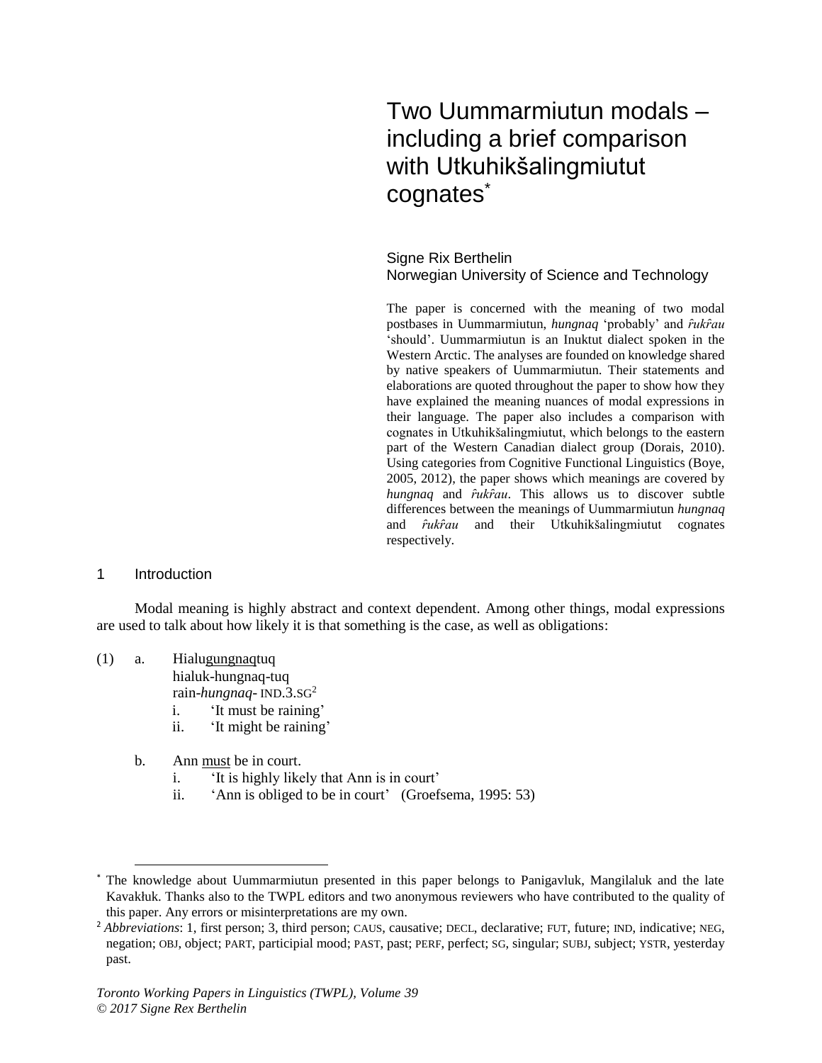# Two Uummarmiutun modals – including a brief comparison with Utkuhikšalingmiutut cognates*

Signe Rix Berthelin
Norwegian University of Science and Technology

The paper is concerned with the meaning of two modal postbases in Uummarmiutun, *hungnaq* 'probably' and *r̂ukr̂au* 'should'. Uummarmiutun is an Inuktut dialect spoken in the Western Arctic. The analyses are founded on knowledge shared by native speakers of Uummarmiutun. Their statements and elaborations are quoted throughout the paper to show how they have explained the meaning nuances of modal expressions in their language. The paper also includes a comparison with cognates in Utkuhikšalingmiutut, which belongs to the eastern part of the Western Canadian dialect group (Dorais, 2010). Using categories from Cognitive Functional Linguistics (Boye, 2005, 2012), the paper shows which meanings are covered by *hungnaq* and *r̂ukr̂au*. This allows us to discover subtle differences between the meanings of Uummarmiutun *hungnaq* and *r̂ukr̂au* and their Utkuhikšalingmiutut cognates respectively.

## 1 Introduction

Modal meaning is highly abstract and context dependent. Among other things, modal expressions are used to talk about how likely it is that something is the case, as well as obligations:

(1) a. Hialu<u>gungnaq</u>tuq
hialuk-hungnaq-tuq
rain-*hungnaq*- IND.3.SG[2]
i. 'It must be raining'
ii. 'It might be raining'

b. Ann <u>must</u> be in court.
i. 'It is highly likely that Ann is in court'
ii. 'Ann is obliged to be in court' (Groefsema, 1995: 53)

---

* The knowledge about Uummarmiutun presented in this paper belongs to Panigavluk, Mangilaluk and the late Kavakłuk. Thanks also to the TWPL editors and two anonymous reviewers who have contributed to the quality of this paper. Any errors or misinterpretations are my own.

[2] *Abbreviations*: 1, first person; 3, third person; CAUS, causative; DECL, declarative; FUT, future; IND, indicative; NEG, negation; OBJ, object; PART, participial mood; PAST, past; PERF, perfect; SG, singular; SUBJ, subject; YSTR, yesterday past.

*Toronto Working Papers in Linguistics (TWPL), Volume 39*
*© 2017 Signe Rex Berthelin*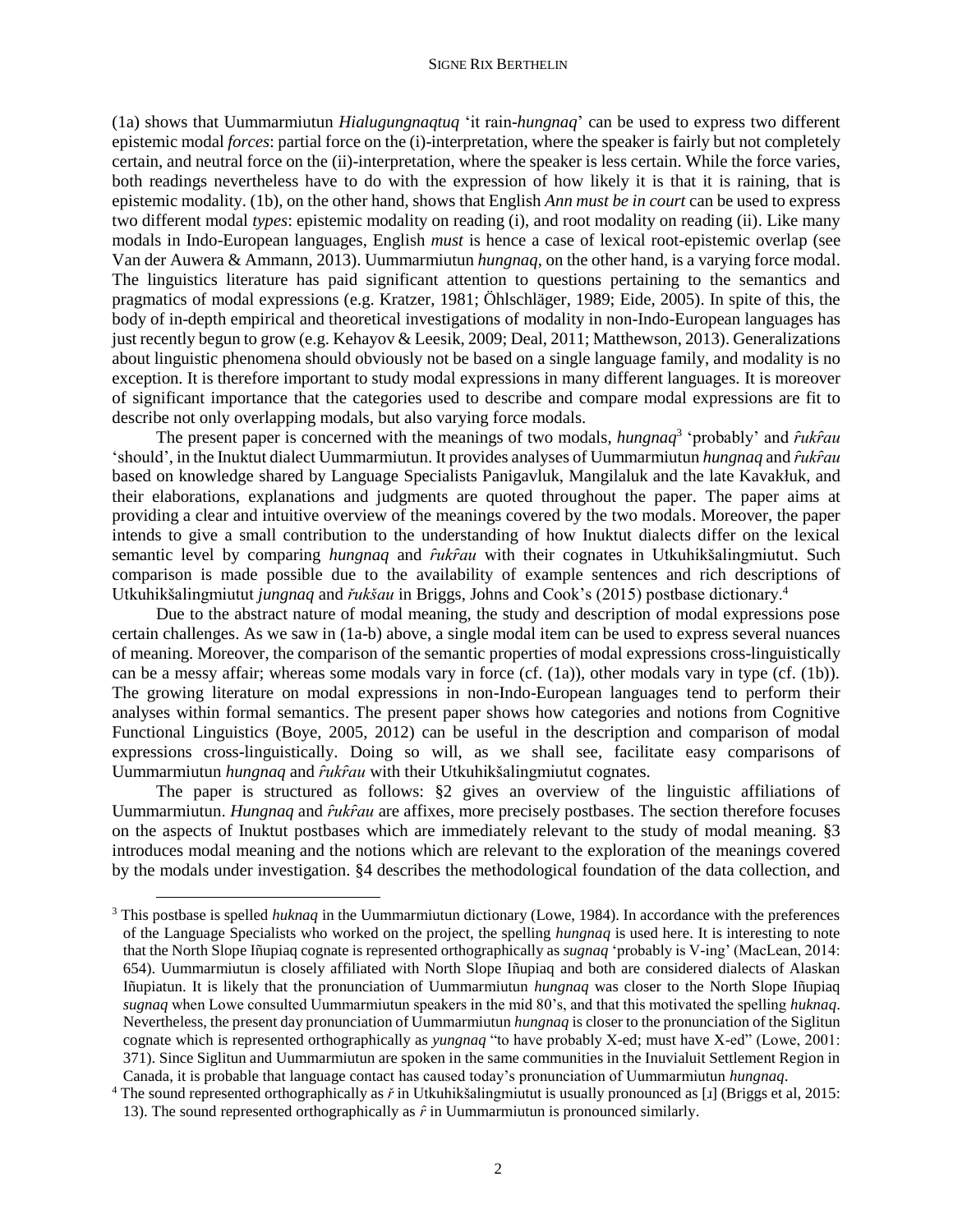(1a) shows that Uummarmiutun *Hialugungnaqtuq* 'it rain-*hungnaq*' can be used to express two different epistemic modal *forces*: partial force on the (i)-interpretation, where the speaker is fairly but not completely certain, and neutral force on the (ii)-interpretation, where the speaker is less certain. While the force varies, both readings nevertheless have to do with the expression of how likely it is that it is raining, that is epistemic modality. (1b), on the other hand, shows that English *Ann must be in court* can be used to express two different modal *types*: epistemic modality on reading (i), and root modality on reading (ii). Like many modals in Indo-European languages, English *must* is hence a case of lexical root-epistemic overlap (see Van der Auwera & Ammann, 2013). Uummarmiutun *hungnaq*, on the other hand, is a varying force modal. The linguistics literature has paid significant attention to questions pertaining to the semantics and pragmatics of modal expressions (e.g. Kratzer, 1981; Öhlschläger, 1989; Eide, 2005). In spite of this, the body of in-depth empirical and theoretical investigations of modality in non-Indo-European languages has just recently begun to grow (e.g. Kehayov & Leesik, 2009; Deal, 2011; Matthewson, 2013). Generalizations about linguistic phenomena should obviously not be based on a single language family, and modality is no exception. It is therefore important to study modal expressions in many different languages. It is moreover of significant importance that the categories used to describe and compare modal expressions are fit to describe not only overlapping modals, but also varying force modals.

The present paper is concerned with the meanings of two modals, *hungnaq*[3] 'probably' and *r̂ukr̂au* 'should', in the Inuktut dialect Uummarmiutun. It provides analyses of Uummarmiutun *hungnaq* and *r̂ukr̂au* based on knowledge shared by Language Specialists Panigavluk, Mangilaluk and the late Kavakłuk, and their elaborations, explanations and judgments are quoted throughout the paper. The paper aims at providing a clear and intuitive overview of the meanings covered by the two modals. Moreover, the paper intends to give a small contribution to the understanding of how Inuktut dialects differ on the lexical semantic level by comparing *hungnaq* and *r̂ukr̂au* with their cognates in Utkuhikšalingmiutut. Such comparison is made possible due to the availability of example sentences and rich descriptions of Utkuhikšalingmiutut *jungnaq* and *řukšau* in Briggs, Johns and Cook's (2015) postbase dictionary.[4]

Due to the abstract nature of modal meaning, the study and description of modal expressions pose certain challenges. As we saw in (1a-b) above, a single modal item can be used to express several nuances of meaning. Moreover, the comparison of the semantic properties of modal expressions cross-linguistically can be a messy affair; whereas some modals vary in force (cf. (1a)), other modals vary in type (cf. (1b)). The growing literature on modal expressions in non-Indo-European languages tend to perform their analyses within formal semantics. The present paper shows how categories and notions from Cognitive Functional Linguistics (Boye, 2005, 2012) can be useful in the description and comparison of modal expressions cross-linguistically. Doing so will, as we shall see, facilitate easy comparisons of Uummarmiutun *hungnaq* and *r̂ukr̂au* with their Utkuhikšalingmiutut cognates.

The paper is structured as follows: §2 gives an overview of the linguistic affiliations of Uummarmiutun. *Hungnaq* and *r̂ukr̂au* are affixes, more precisely postbases. The section therefore focuses on the aspects of Inuktut postbases which are immediately relevant to the study of modal meaning. §3 introduces modal meaning and the notions which are relevant to the exploration of the meanings covered by the modals under investigation. §4 describes the methodological foundation of the data collection, and

---

[3] This postbase is spelled *huknaq* in the Uummarmiutun dictionary (Lowe, 1984). In accordance with the preferences of the Language Specialists who worked on the project, the spelling *hungnaq* is used here. It is interesting to note that the North Slope Iñupiaq cognate is represented orthographically as *sugnaq* 'probably is V-ing' (MacLean, 2014: 654). Uummarmiutun is closely affiliated with North Slope Iñupiaq and both are considered dialects of Alaskan Iñupiatun. It is likely that the pronunciation of Uummarmiutun *hungnaq* was closer to the North Slope Iñupiaq *sugnaq* when Lowe consulted Uummarmiutun speakers in the mid 80's, and that this motivated the spelling *huknaq*. Nevertheless, the present day pronunciation of Uummarmiutun *hungnaq* is closer to the pronunciation of the Siglitun cognate which is represented orthographically as *yungnaq* "to have probably X-ed; must have X-ed" (Lowe, 2001: 371). Since Siglitun and Uummarmiutun are spoken in the same communities in the Inuvialuit Settlement Region in Canada, it is probable that language contact has caused today's pronunciation of Uummarmiutun *hungnaq*.

[4] The sound represented orthographically as *ř* in Utkuhikšalingmiutut is usually pronounced as [ɹ] (Briggs et al, 2015: 13). The sound represented orthographically as *r̂* in Uummarmiutun is pronounced similarly.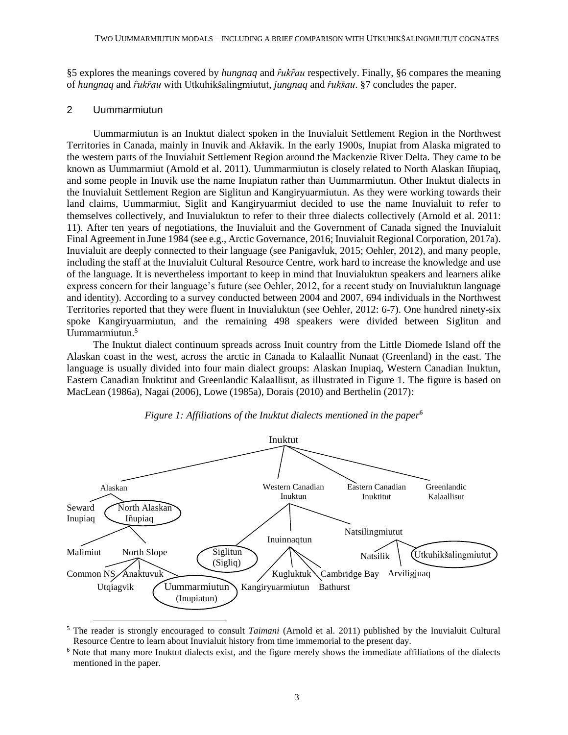§5 explores the meanings covered by *hungnaq* and *r̂ukr̂au* respectively. Finally, §6 compares the meaning of *hungnaq* and *r̂ukr̂au* with Utkuhikšalingmiutut, *jungnaq* and *řukšau*. §7 concludes the paper.

## 2 Uummarmiutun

Uummarmiutun is an Inuktut dialect spoken in the Inuvialuit Settlement Region in the Northwest Territories in Canada, mainly in Inuvik and Akłavik. In the early 1900s, Inupiat from Alaska migrated to the western parts of the Inuvialuit Settlement Region around the Mackenzie River Delta. They came to be known as Uummarmiut (Arnold et al. 2011). Uummarmiutun is closely related to North Alaskan Iñupiaq, and some people in Inuvik use the name Inupiatun rather than Uummarmiutun. Other Inuktut dialects in the Inuvialuit Settlement Region are Siglitun and Kangiryuarmiutun. As they were working towards their land claims, Uummarmiut, Siglit and Kangiryuarmiut decided to use the name Inuvialuit to refer to themselves collectively, and Inuvialuktun to refer to their three dialects collectively (Arnold et al. 2011: 11). After ten years of negotiations, the Inuvialuit and the Government of Canada signed the Inuvialuit Final Agreement in June 1984 (see e.g., Arctic Governance, 2016; Inuvialuit Regional Corporation, 2017a). Inuvialuit are deeply connected to their language (see Panigavluk, 2015; Oehler, 2012), and many people, including the staff at the Inuvialuit Cultural Resource Centre, work hard to increase the knowledge and use of the language. It is nevertheless important to keep in mind that Inuvialuktun speakers and learners alike express concern for their language's future (see Oehler, 2012, for a recent study on Inuvialuktun language and identity). According to a survey conducted between 2004 and 2007, 694 individuals in the Northwest Territories reported that they were fluent in Inuvialuktun (see Oehler, 2012: 6-7). One hundred ninety-six spoke Kangiryuarmiutun, and the remaining 498 speakers were divided between Siglitun and Uummarmiutun.[5]

The Inuktut dialect continuum spreads across Inuit country from the Little Diomede Island off the Alaskan coast in the west, across the arctic in Canada to Kalaallit Nunaat (Greenland) in the east. The language is usually divided into four main dialect groups: Alaskan Inupiaq, Western Canadian Inuktun, Eastern Canadian Inuktitut and Greenlandic Kalaallisut, as illustrated in Figure 1. The figure is based on MacLean (1986a), Nagai (2006), Lowe (1985a), Dorais (2010) and Berthelin (2017):

*Figure 1: Affiliations of the Inuktut dialects mentioned in the paper*[6]

- Inuktut
  - Alaskan
    - Seward Inupiaq
    - **North Alaskan Iñupiaq**
      - Malimiut
      - North Slope
        - Common NS
        - Anaktuvuk
        - Utqiagvik
        - **Uummarmiutun (Inupiatun)**
  - Western Canadian Inuktun
    - **Siglitun (Sigliq)**
    - Inuinnaqtun
      - Kangiryuarmiutun
      - Kugluktuk
      - Cambridge Bay
      - Bathurst
    - Natsilingmiutut
      - Natsilik
      - Arviligjuaq
      - **Utkuhikšalingmiutut**
  - Eastern Canadian Inuktitut
  - Greenlandic Kalaallisut

[5] The reader is strongly encouraged to consult *Taimani* (Arnold et al. 2011) published by the Inuvialuit Cultural Resource Centre to learn about Inuvialuit history from time immemorial to the present day.

[6] Note that many more Inuktut dialects exist, and the figure merely shows the immediate affiliations of the dialects mentioned in the paper.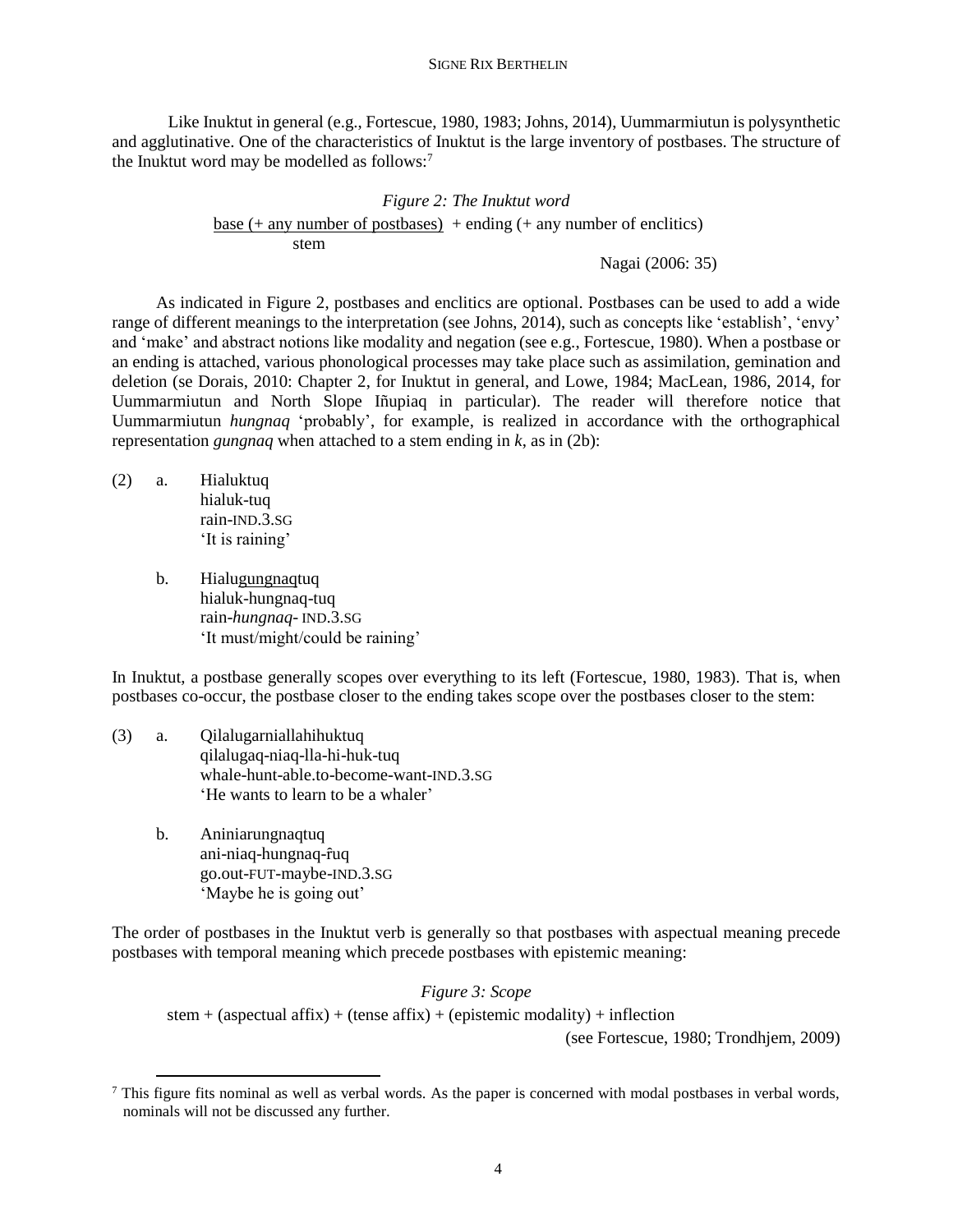Like Inuktut in general (e.g., Fortescue, 1980, 1983; Johns, 2014), Uummarmiutun is polysynthetic and agglutinative. One of the characteristics of Inuktut is the large inventory of postbases. The structure of the Inuktut word may be modelled as follows:[7]

*Figure 2: The Inuktut word*

<u>base (+ any number of postbases)</u> + ending (+ any number of enclitics)
stem

Nagai (2006: 35)

As indicated in Figure 2, postbases and enclitics are optional. Postbases can be used to add a wide range of different meanings to the interpretation (see Johns, 2014), such as concepts like 'establish', 'envy' and 'make' and abstract notions like modality and negation (see e.g., Fortescue, 1980). When a postbase or an ending is attached, various phonological processes may take place such as assimilation, gemination and deletion (se Dorais, 2010: Chapter 2, for Inuktut in general, and Lowe, 1984; MacLean, 1986, 2014, for Uummarmiutun and North Slope Iñupiaq in particular). The reader will therefore notice that Uummarmiutun *hungnaq* 'probably', for example, is realized in accordance with the orthographical representation *gungnaq* when attached to a stem ending in *k*, as in (2b):

(2) a. Hialuktuq
hialuk-tuq
rain-IND.3.SG
'It is raining'

b. Hialu<u>gungnaq</u>tuq
hialuk-hungnaq-tuq
rain-*hungnaq*- IND.3.SG
'It must/might/could be raining'

In Inuktut, a postbase generally scopes over everything to its left (Fortescue, 1980, 1983). That is, when postbases co-occur, the postbase closer to the ending takes scope over the postbases closer to the stem:

(3) a. Qilalugarniallahihuktuq
qilalugaq-niaq-lla-hi-huk-tuq
whale-hunt-able.to-become-want-IND.3.SG
'He wants to learn to be a whaler'

b. Aniniarungnaqtuq
ani-niaq-hungnaq-r̂uq
go.out-FUT-maybe-IND.3.SG
'Maybe he is going out'

The order of postbases in the Inuktut verb is generally so that postbases with aspectual meaning precede postbases with temporal meaning which precede postbases with epistemic meaning:

*Figure 3: Scope*

stem + (aspectual affix) + (tense affix) + (epistemic modality) + inflection

(see Fortescue, 1980; Trondhjem, 2009)

---

[7] This figure fits nominal as well as verbal words. As the paper is concerned with modal postbases in verbal words, nominals will not be discussed any further.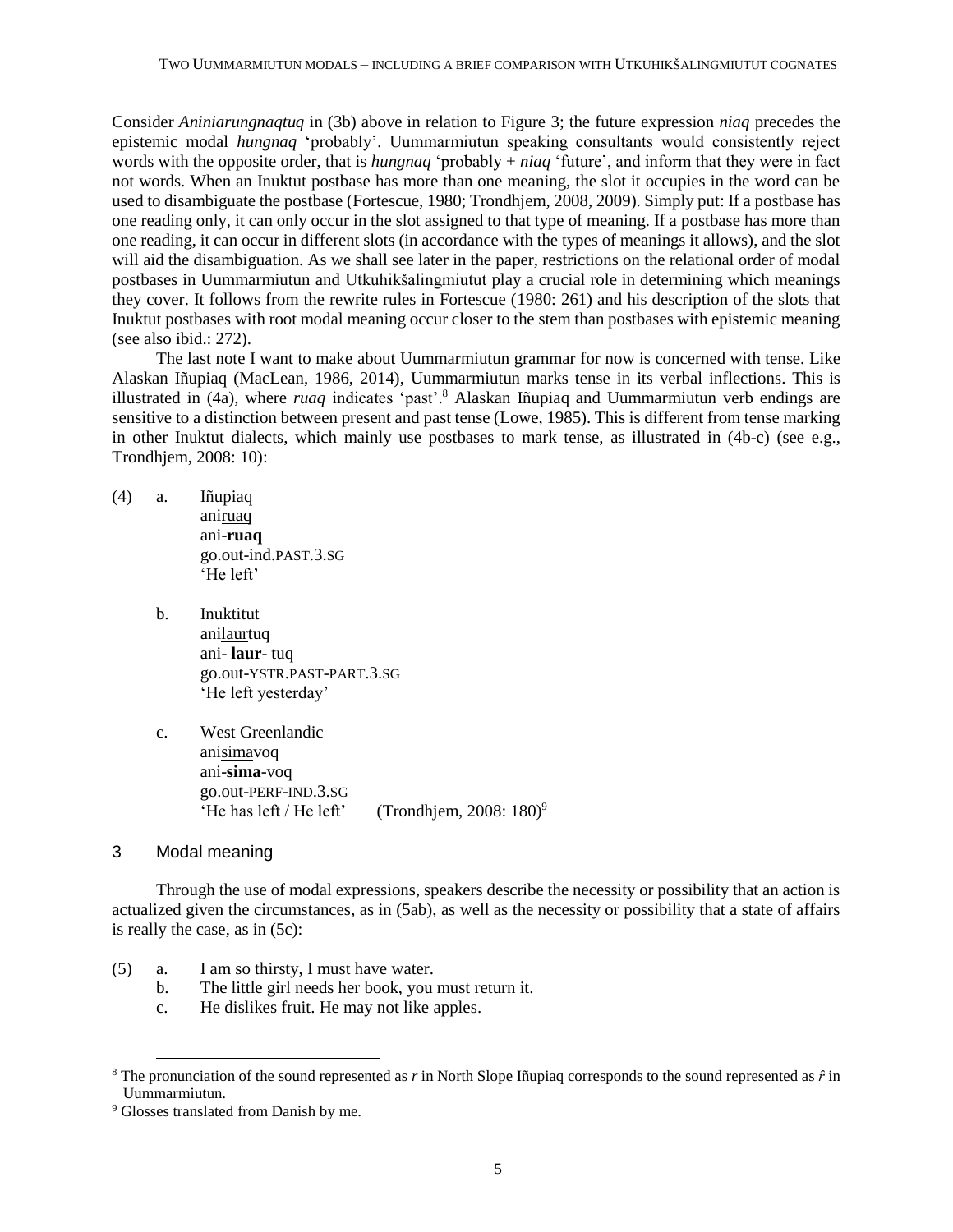Consider *Aniniarungnaqtuq* in (3b) above in relation to Figure 3; the future expression *niaq* precedes the epistemic modal *hungnaq* 'probably'. Uummarmiutun speaking consultants would consistently reject words with the opposite order, that is *hungnaq* 'probably + *niaq* 'future', and inform that they were in fact not words. When an Inuktut postbase has more than one meaning, the slot it occupies in the word can be used to disambiguate the postbase (Fortescue, 1980; Trondhjem, 2008, 2009). Simply put: If a postbase has one reading only, it can only occur in the slot assigned to that type of meaning. If a postbase has more than one reading, it can occur in different slots (in accordance with the types of meanings it allows), and the slot will aid the disambiguation. As we shall see later in the paper, restrictions on the relational order of modal postbases in Uummarmiutun and Utkuhikšalingmiutut play a crucial role in determining which meanings they cover. It follows from the rewrite rules in Fortescue (1980: 261) and his description of the slots that Inuktut postbases with root modal meaning occur closer to the stem than postbases with epistemic meaning (see also ibid.: 272).

The last note I want to make about Uummarmiutun grammar for now is concerned with tense. Like Alaskan Iñupiaq (MacLean, 1986, 2014), Uummarmiutun marks tense in its verbal inflections. This is illustrated in (4a), where *ruaq* indicates 'past'.[8] Alaskan Iñupiaq and Uummarmiutun verb endings are sensitive to a distinction between present and past tense (Lowe, 1985). This is different from tense marking in other Inuktut dialects, which mainly use postbases to mark tense, as illustrated in (4b-c) (see e.g., Trondhjem, 2008: 10):

(4) a. Iñupiaq
ani<u>ruaq</u>
ani-**ruaq**
go.out-ind.PAST.3.SG
'He left'

b. Inuktitut
ani<u>laur</u>tuq
ani- **laur**- tuq
go.out-YSTR.PAST-PART.3.SG
'He left yesterday'

c. West Greenlandic
ani<u>sima</u>voq
ani-**sima**-voq
go.out-PERF-IND.3.SG
'He has left / He left' (Trondhjem, 2008: 180)[9]

## 3 Modal meaning

Through the use of modal expressions, speakers describe the necessity or possibility that an action is actualized given the circumstances, as in (5ab), as well as the necessity or possibility that a state of affairs is really the case, as in (5c):

(5) a. I am so thirsty, I must have water.
b. The little girl needs her book, you must return it.
c. He dislikes fruit. He may not like apples.

[8] The pronunciation of the sound represented as *r* in North Slope Iñupiaq corresponds to the sound represented as *r̂* in Uummarmiutun.

[9] Glosses translated from Danish by me.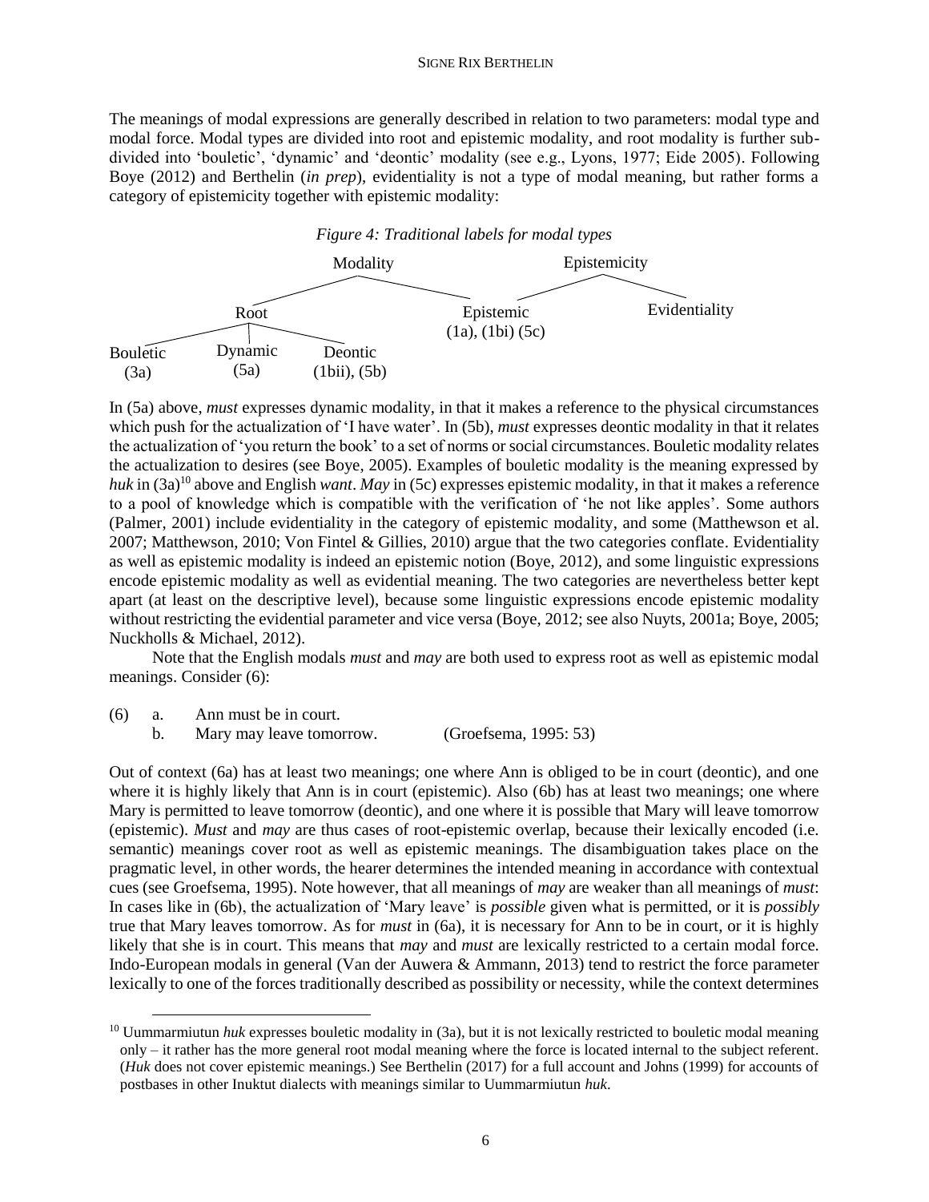The meanings of modal expressions are generally described in relation to two parameters: modal type and modal force. Modal types are divided into root and epistemic modality, and root modality is further subdivided into 'bouletic', 'dynamic' and 'deontic' modality (see e.g., Lyons, 1977; Eide 2005). Following Boye (2012) and Berthelin (*in prep*), evidentiality is not a type of modal meaning, but rather forms a category of epistemicity together with epistemic modality:

*Figure 4: Traditional labels for modal types*

```
                         Modality                          Epistemicity
                        /        \                        /            \
                    Root          Epistemic                             Evidentiality
                  /   |   \       (1a), (1bi) (5c)
          Bouletic  Dynamic  Deontic
            (3a)     (5a)    (1bii), (5b)
```

In (5a) above, *must* expresses dynamic modality, in that it makes a reference to the physical circumstances which push for the actualization of 'I have water'. In (5b), *must* expresses deontic modality in that it relates the actualization of 'you return the book' to a set of norms or social circumstances. Bouletic modality relates the actualization to desires (see Boye, 2005). Examples of bouletic modality is the meaning expressed by *huk* in (3a)[10] above and English *want*. *May* in (5c) expresses epistemic modality, in that it makes a reference to a pool of knowledge which is compatible with the verification of 'he not like apples'. Some authors (Palmer, 2001) include evidentiality in the category of epistemic modality, and some (Matthewson et al. 2007; Matthewson, 2010; Von Fintel & Gillies, 2010) argue that the two categories conflate. Evidentiality as well as epistemic modality is indeed an epistemic notion (Boye, 2012), and some linguistic expressions encode epistemic modality as well as evidential meaning. The two categories are nevertheless better kept apart (at least on the descriptive level), because some linguistic expressions encode epistemic modality without restricting the evidential parameter and vice versa (Boye, 2012; see also Nuyts, 2001a; Boye, 2005; Nuckholls & Michael, 2012).

Note that the English modals *must* and *may* are both used to express root as well as epistemic modal meanings. Consider (6):

(6) a. Ann must be in court.
    b. Mary may leave tomorrow. (Groefsema, 1995: 53)

Out of context (6a) has at least two meanings; one where Ann is obliged to be in court (deontic), and one where it is highly likely that Ann is in court (epistemic). Also (6b) has at least two meanings; one where Mary is permitted to leave tomorrow (deontic), and one where it is possible that Mary will leave tomorrow (epistemic). *Must* and *may* are thus cases of root-epistemic overlap, because their lexically encoded (i.e. semantic) meanings cover root as well as epistemic meanings. The disambiguation takes place on the pragmatic level, in other words, the hearer determines the intended meaning in accordance with contextual cues (see Groefsema, 1995). Note however, that all meanings of *may* are weaker than all meanings of *must*: In cases like in (6b), the actualization of 'Mary leave' is *possible* given what is permitted, or it is *possibly* true that Mary leaves tomorrow. As for *must* in (6a), it is necessary for Ann to be in court, or it is highly likely that she is in court. This means that *may* and *must* are lexically restricted to a certain modal force. Indo-European modals in general (Van der Auwera & Ammann, 2013) tend to restrict the force parameter lexically to one of the forces traditionally described as possibility or necessity, while the context determines

[10] Uummarmiutun *huk* expresses bouletic modality in (3a), but it is not lexically restricted to bouletic modal meaning only – it rather has the more general root modal meaning where the force is located internal to the subject referent. (*Huk* does not cover epistemic meanings.) See Berthelin (2017) for a full account and Johns (1999) for accounts of postbases in other Inuktut dialects with meanings similar to Uummarmiutun *huk*.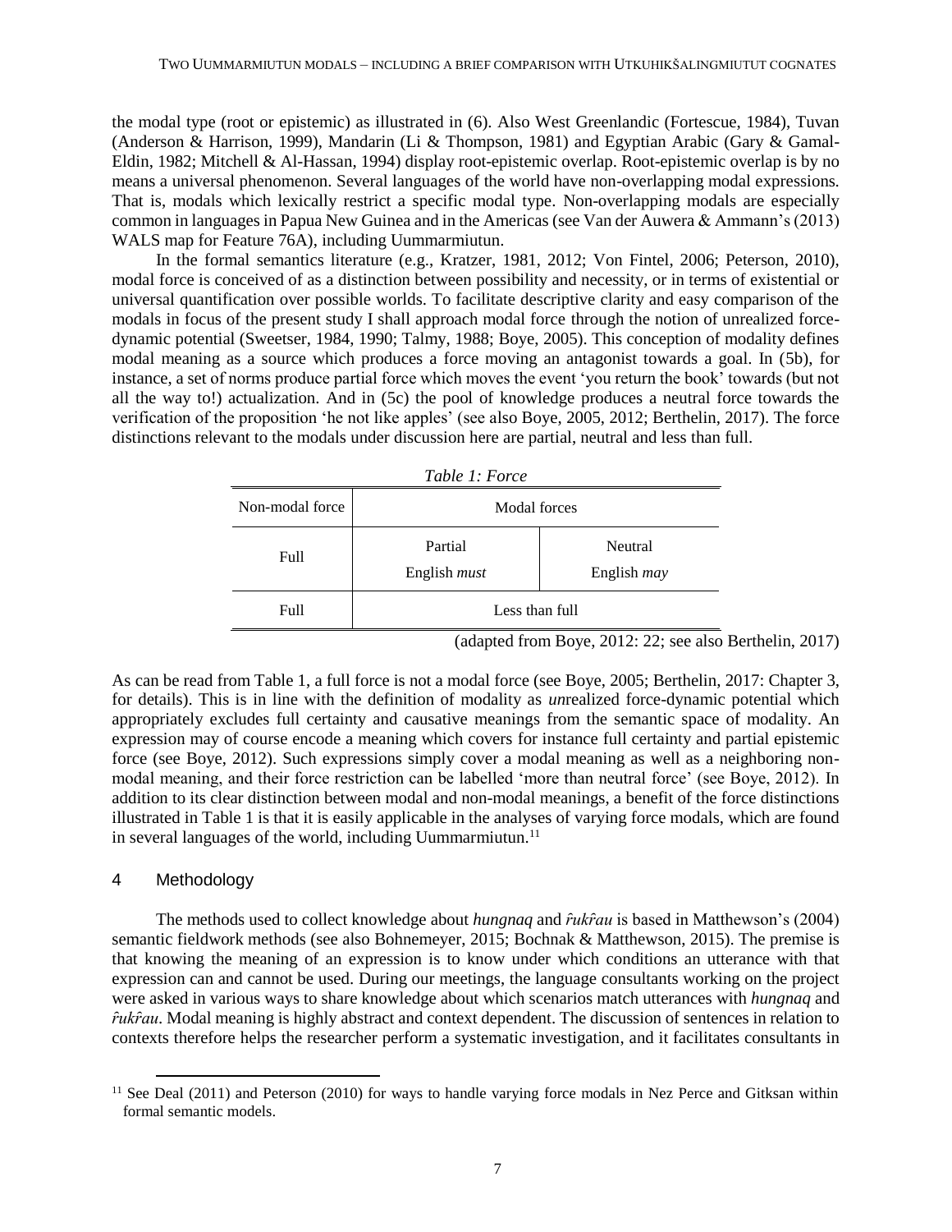the modal type (root or epistemic) as illustrated in (6). Also West Greenlandic (Fortescue, 1984), Tuvan (Anderson & Harrison, 1999), Mandarin (Li & Thompson, 1981) and Egyptian Arabic (Gary & Gamal-Eldin, 1982; Mitchell & Al-Hassan, 1994) display root-epistemic overlap. Root-epistemic overlap is by no means a universal phenomenon. Several languages of the world have non-overlapping modal expressions. That is, modals which lexically restrict a specific modal type. Non-overlapping modals are especially common in languages in Papua New Guinea and in the Americas (see Van der Auwera & Ammann's (2013) WALS map for Feature 76A), including Uummarmiutun.

In the formal semantics literature (e.g., Kratzer, 1981, 2012; Von Fintel, 2006; Peterson, 2010), modal force is conceived of as a distinction between possibility and necessity, or in terms of existential or universal quantification over possible worlds. To facilitate descriptive clarity and easy comparison of the modals in focus of the present study I shall approach modal force through the notion of unrealized force-dynamic potential (Sweetser, 1984, 1990; Talmy, 1988; Boye, 2005). This conception of modality defines modal meaning as a source which produces a force moving an antagonist towards a goal. In (5b), for instance, a set of norms produce partial force which moves the event 'you return the book' towards (but not all the way to!) actualization. And in (5c) the pool of knowledge produces a neutral force towards the verification of the proposition 'he not like apples' (see also Boye, 2005, 2012; Berthelin, 2017). The force distinctions relevant to the modals under discussion here are partial, neutral and less than full.

*Table 1: Force*

| Non-modal force | Modal forces | |
|---|---|---|
| Full | Partial<br>English *must* | Neutral<br>English *may* |
| Full | Less than full | |

(adapted from Boye, 2012: 22; see also Berthelin, 2017)

As can be read from Table 1, a full force is not a modal force (see Boye, 2005; Berthelin, 2017: Chapter 3, for details). This is in line with the definition of modality as *un*realized force-dynamic potential which appropriately excludes full certainty and causative meanings from the semantic space of modality. An expression may of course encode a meaning which covers for instance full certainty and partial epistemic force (see Boye, 2012). Such expressions simply cover a modal meaning as well as a neighboring non-modal meaning, and their force restriction can be labelled 'more than neutral force' (see Boye, 2012). In addition to its clear distinction between modal and non-modal meanings, a benefit of the force distinctions illustrated in Table 1 is that it is easily applicable in the analyses of varying force modals, which are found in several languages of the world, including Uummarmiutun.[11]

## 4 Methodology

The methods used to collect knowledge about *hungnaq* and *r̂ukr̂au* is based in Matthewson's (2004) semantic fieldwork methods (see also Bohnemeyer, 2015; Bochnak & Matthewson, 2015). The premise is that knowing the meaning of an expression is to know under which conditions an utterance with that expression can and cannot be used. During our meetings, the language consultants working on the project were asked in various ways to share knowledge about which scenarios match utterances with *hungnaq* and *r̂ukr̂au*. Modal meaning is highly abstract and context dependent. The discussion of sentences in relation to contexts therefore helps the researcher perform a systematic investigation, and it facilitates consultants in

[11] See Deal (2011) and Peterson (2010) for ways to handle varying force modals in Nez Perce and Gitksan within formal semantic models.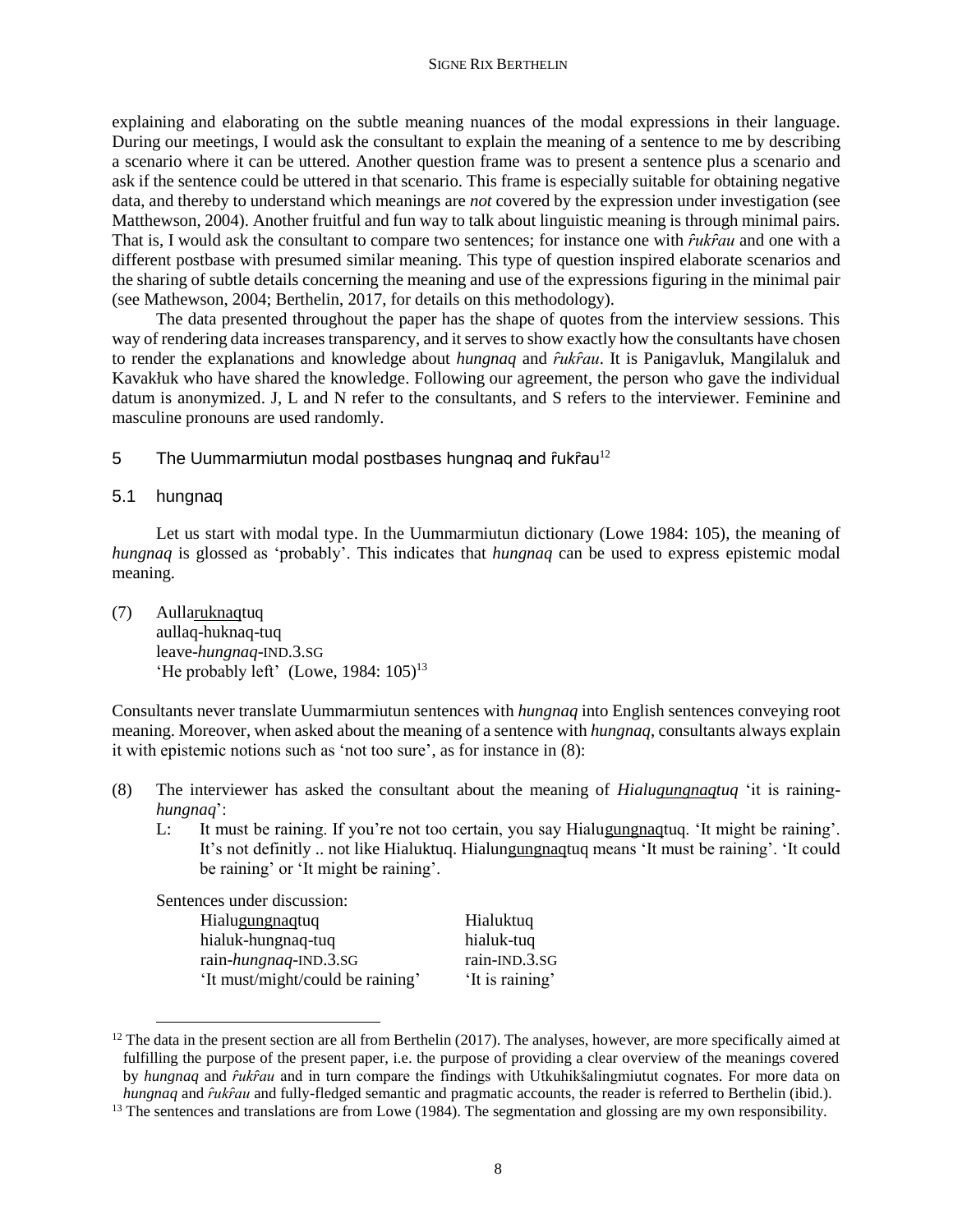explaining and elaborating on the subtle meaning nuances of the modal expressions in their language. During our meetings, I would ask the consultant to explain the meaning of a sentence to me by describing a scenario where it can be uttered. Another question frame was to present a sentence plus a scenario and ask if the sentence could be uttered in that scenario. This frame is especially suitable for obtaining negative data, and thereby to understand which meanings are *not* covered by the expression under investigation (see Matthewson, 2004). Another fruitful and fun way to talk about linguistic meaning is through minimal pairs. That is, I would ask the consultant to compare two sentences; for instance one with *r̂ukr̂au* and one with a different postbase with presumed similar meaning. This type of question inspired elaborate scenarios and the sharing of subtle details concerning the meaning and use of the expressions figuring in the minimal pair (see Mathewson, 2004; Berthelin, 2017, for details on this methodology).

The data presented throughout the paper has the shape of quotes from the interview sessions. This way of rendering data increases transparency, and it serves to show exactly how the consultants have chosen to render the explanations and knowledge about *hungnaq* and *r̂ukr̂au*. It is Panigavluk, Mangilaluk and Kavakłuk who have shared the knowledge. Following our agreement, the person who gave the individual datum is anonymized. J, L and N refer to the consultants, and S refers to the interviewer. Feminine and masculine pronouns are used randomly.

## 5 The Uummarmiutun modal postbases hungnaq and r̂ukr̂au[12]

### 5.1 hungnaq

Let us start with modal type. In the Uummarmiutun dictionary (Lowe 1984: 105), the meaning of *hungnaq* is glossed as 'probably'. This indicates that *hungnaq* can be used to express epistemic modal meaning.

(7) Aulla<u>ruknaq</u>tuq
 aullaq-huknaq-tuq
 leave-*hungnaq*-IND.3.SG
 'He probably left' (Lowe, 1984: 105)[13]

Consultants never translate Uummarmiutun sentences with *hungnaq* into English sentences conveying root meaning. Moreover, when asked about the meaning of a sentence with *hungnaq*, consultants always explain it with epistemic notions such as 'not too sure', as for instance in (8):

(8) The interviewer has asked the consultant about the meaning of *Hialu<u>gungnaq</u>tuq* 'it is raining-*hungnaq*':
 L: It must be raining. If you're not too certain, you say Hialu<u>gungnaq</u>tuq. 'It might be raining'. It's not definitly .. not like Hialuktuq. Hialun<u>gungnaq</u>tuq means 'It must be raining'. 'It could be raining' or 'It might be raining'.

 Sentences under discussion:

| | |
|---|---|
| Hialu<u>gungnaq</u>tuq | Hialuktuq |
| hialuk-hungnaq-tuq | hialuk-tuq |
| rain-*hungnaq*-IND.3.SG | rain-IND.3.SG |
| 'It must/might/could be raining' | 'It is raining' |

[12] The data in the present section are all from Berthelin (2017). The analyses, however, are more specifically aimed at fulfilling the purpose of the present paper, i.e. the purpose of providing a clear overview of the meanings covered by *hungnaq* and *r̂ukr̂au* and in turn compare the findings with Utkuhikšalingmiutut cognates. For more data on *hungnaq* and *r̂ukr̂au* and fully-fledged semantic and pragmatic accounts, the reader is referred to Berthelin (ibid.).

[13] The sentences and translations are from Lowe (1984). The segmentation and glossing are my own responsibility.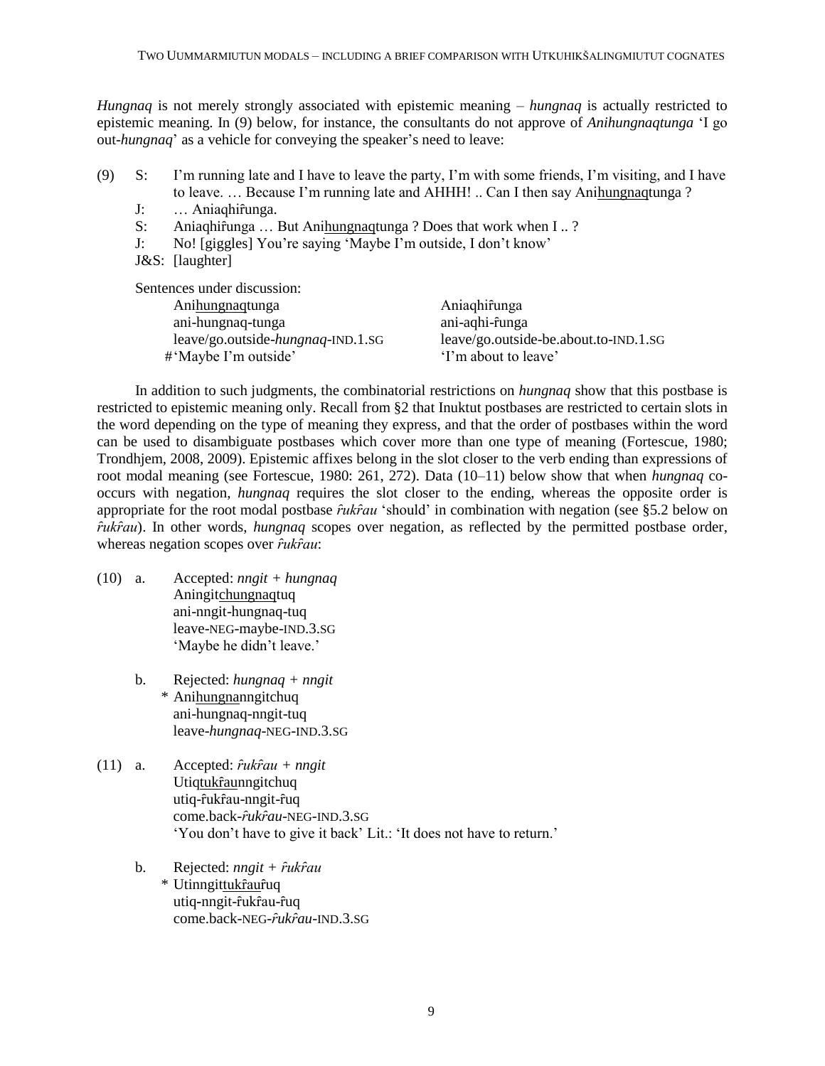*Hungnaq* is not merely strongly associated with epistemic meaning – *hungnaq* is actually restricted to epistemic meaning. In (9) below, for instance, the consultants do not approve of *Anihungnaqtunga* 'I go out-*hungnaq*' as a vehicle for conveying the speaker's need to leave:

(9)	S:	I'm running late and I have to leave the party, I'm with some friends, I'm visiting, and I have to leave. … Because I'm running late and AHHH! .. Can I then say Ani<u>hungnaq</u>tunga ?

J:	… Aniaqhiȓunga.

S:	Aniaqhiȓunga … But Ani<u>hungnaq</u>tunga ? Does that work when I .. ?

J:	No! [giggles] You're saying 'Maybe I'm outside, I don't know'

J&S:	[laughter]

Sentences under discussion:

| Ani<u>hungnaq</u>tunga | Aniaqhiȓunga |
|---|---|
| ani-hungnaq-tunga | ani-aqhi-ȓunga |
| leave/go.outside-*hungnaq*-IND.1.SG | leave/go.outside-be.about.to-IND.1.SG |
| #'Maybe I'm outside' | 'I'm about to leave' |

In addition to such judgments, the combinatorial restrictions on *hungnaq* show that this postbase is restricted to epistemic meaning only. Recall from §2 that Inuktut postbases are restricted to certain slots in the word depending on the type of meaning they express, and that the order of postbases within the word can be used to disambiguate postbases which cover more than one type of meaning (Fortescue, 1980; Trondhjem, 2008, 2009). Epistemic affixes belong in the slot closer to the verb ending than expressions of root modal meaning (see Fortescue, 1980: 261, 272). Data (10–11) below show that when *hungnaq* co-occurs with negation, *hungnaq* requires the slot closer to the ending, whereas the opposite order is appropriate for the root modal postbase *ȓukȓau* 'should' in combination with negation (see §5.2 below on *ȓukȓau*). In other words, *hungnaq* scopes over negation, as reflected by the permitted postbase order, whereas negation scopes over *ȓukȓau*:

(10) a.	Accepted: *nngit* + *hungnaq*
Aningit<u>chungnaq</u>tuq
ani-nngit-hungnaq-tuq
leave-NEG-maybe-IND.3.SG
'Maybe he didn't leave.'

b.	Rejected: *hungnaq* + *nngit*
\* Ani<u>hungna</u>nngitchuq
ani-hungnaq-nngit-tuq
leave-*hungnaq*-NEG-IND.3.SG

(11) a.	Accepted: *ȓukȓau* + *nngit*
Utiq<u>tukȓau</u>nngitchuq
utiq-ȓukȓau-nngit-ȓuq
come.back-*ȓukȓau*-NEG-IND.3.SG
'You don't have to give it back' Lit.: 'It does not have to return.'

b.	Rejected: *nngit* + *ȓukȓau*
\* Utinngit<u>tukȓau</u>ȓuq
utiq-nngit-ȓukȓau-ȓuq
come.back-NEG-*ȓukȓau*-IND.3.SG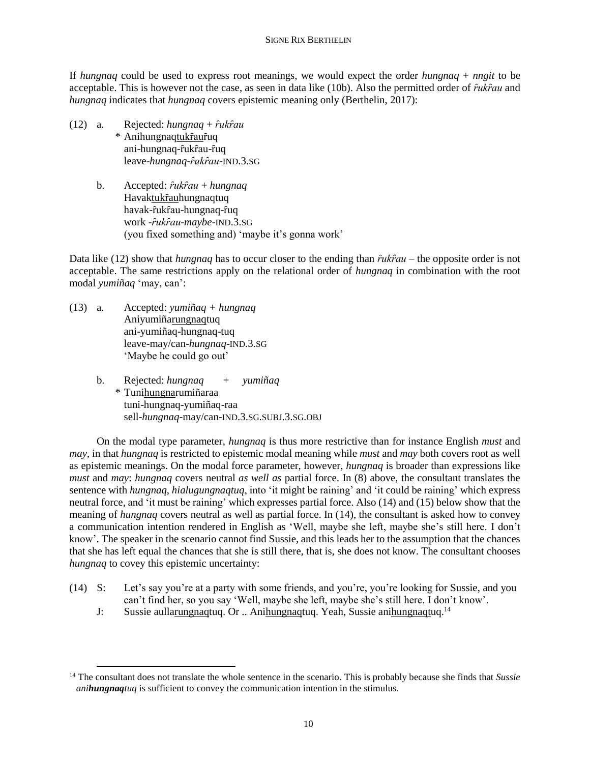If *hungnaq* could be used to express root meanings, we would expect the order *hungnaq* + *nngit* to be acceptable. This is however not the case, as seen in data like (10b). Also the permitted order of *r̂ukr̂au* and *hungnaq* indicates that *hungnaq* covers epistemic meaning only (Berthelin, 2017):

(12) a. Rejected: *hungnaq* + *r̂ukr̂au*
  \* Anihungnaqtukr̂aur̂uq
  ani-hungnaq-r̂ukr̂au-r̂uq
  leave-*hungnaq*-*r̂ukr̂au*-IND.3.SG

  b. Accepted: *r̂ukr̂au* + *hungnaq*
  Havaktukr̂auhungnaqtuq
  havak-r̂ukr̂au-hungnaq-r̂uq
  work -*r̂ukr̂au*-*maybe*-IND.3.SG
  (you fixed something and) 'maybe it's gonna work'

Data like (12) show that *hungnaq* has to occur closer to the ending than *r̂ukr̂au* – the opposite order is not acceptable. The same restrictions apply on the relational order of *hungnaq* in combination with the root modal *yumiñaq* 'may, can':

(13) a. Accepted: *yumiñaq* + *hungnaq*
  Aniyumiñarungnaqtuq
  ani-yumiñaq-hungnaq-tuq
  leave-may/can-*hungnaq*-IND.3.SG
  'Maybe he could go out'

  b. Rejected: *hungnaq* + *yumiñaq*
  \* Tunihungnarumiñaraa
  tuni-hungnaq-yumiñaq-raa
  sell-*hungnaq*-may/can-IND.3.SG.SUBJ.3.SG.OBJ

On the modal type parameter, *hungnaq* is thus more restrictive than for instance English *must* and *may*, in that *hungnaq* is restricted to epistemic modal meaning while *must* and *may* both covers root as well as epistemic meanings. On the modal force parameter, however, *hungnaq* is broader than expressions like *must* and *may*: *hungnaq* covers neutral *as well as* partial force. In (8) above, the consultant translates the sentence with *hungnaq*, *hialugungnaqtuq*, into 'it might be raining' and 'it could be raining' which express neutral force, and 'it must be raining' which expresses partial force. Also (14) and (15) below show that the meaning of *hungnaq* covers neutral as well as partial force. In (14), the consultant is asked how to convey a communication intention rendered in English as 'Well, maybe she left, maybe she's still here. I don't know'. The speaker in the scenario cannot find Sussie, and this leads her to the assumption that the chances that she has left equal the chances that she is still there, that is, she does not know. The consultant chooses *hungnaq* to covey this epistemic uncertainty:

(14) S: Let's say you're at a party with some friends, and you're, you're looking for Sussie, and you can't find her, so you say 'Well, maybe she left, maybe she's still here. I don't know'.
  J: Sussie aullarungnaqtuq. Or .. Anihungnaqtuq. Yeah, Sussie anihungnaqtuq.[14]

[14] The consultant does not translate the whole sentence in the scenario. This is probably because she finds that *Sussie ani**hungnaq**tuq* is sufficient to convey the communication intention in the stimulus.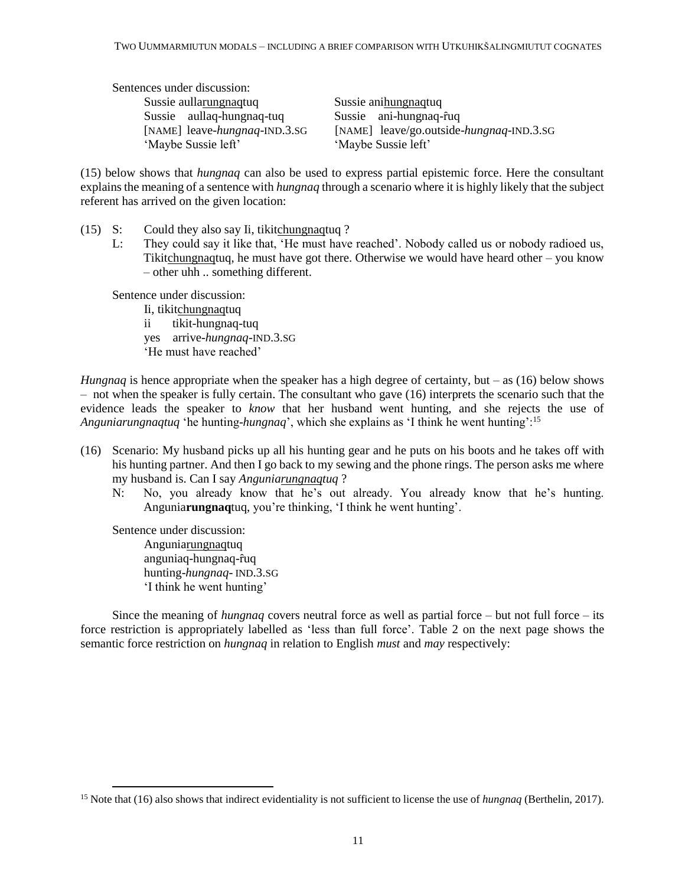Sentences under discussion:

| | |
|---|---|
| Sussie aulla<u>rungnaq</u>tuq | Sussie ani<u>hungnaq</u>tuq |
| Sussie aullaq-hungnaq-tuq | Sussie ani-hungnaq-r̂uq |
| [NAME] leave-*hungnaq*-IND.3.SG | [NAME] leave/go.outside-*hungnaq*-IND.3.SG |
| 'Maybe Sussie left' | 'Maybe Sussie left' |

(15) below shows that *hungnaq* can also be used to express partial epistemic force. Here the consultant explains the meaning of a sentence with *hungnaq* through a scenario where it is highly likely that the subject referent has arrived on the given location:

(15) S: Could they also say Ii, tikit<u>chungnaq</u>tuq ?

L: They could say it like that, 'He must have reached'. Nobody called us or nobody radioed us, Tikit<u>chungnaq</u>tuq, he must have got there. Otherwise we would have heard other – you know – other uhh .. something different.

Sentence under discussion:

Ii, tikit<u>chungnaq</u>tuq
ii tikit-hungnaq-tuq
yes arrive-*hungnaq*-IND.3.SG
'He must have reached'

*Hungnaq* is hence appropriate when the speaker has a high degree of certainty, but – as (16) below shows – not when the speaker is fully certain. The consultant who gave (16) interprets the scenario such that the evidence leads the speaker to *know* that her husband went hunting, and she rejects the use of *Anguniarungnaqtuq* 'he hunting-*hungnaq*', which she explains as 'I think he went hunting':[15]

(16) Scenario: My husband picks up all his hunting gear and he puts on his boots and he takes off with his hunting partner. And then I go back to my sewing and the phone rings. The person asks me where my husband is. Can I say *Anguniarungnaqtuq* ?

N: No, you already know that he's out already. You already know that he's hunting. Angunia**rungnaq**tuq, you're thinking, 'I think he went hunting'.

Sentence under discussion:

Anguniar<u>ungnaq</u>tuq
anguniaq-hungnaq-r̂uq
hunting-*hungnaq*- IND.3.SG
'I think he went hunting'

Since the meaning of *hungnaq* covers neutral force as well as partial force – but not full force – its force restriction is appropriately labelled as 'less than full force'. Table 2 on the next page shows the semantic force restriction on *hungnaq* in relation to English *must* and *may* respectively:

[15] Note that (16) also shows that indirect evidentiality is not sufficient to license the use of *hungnaq* (Berthelin, 2017).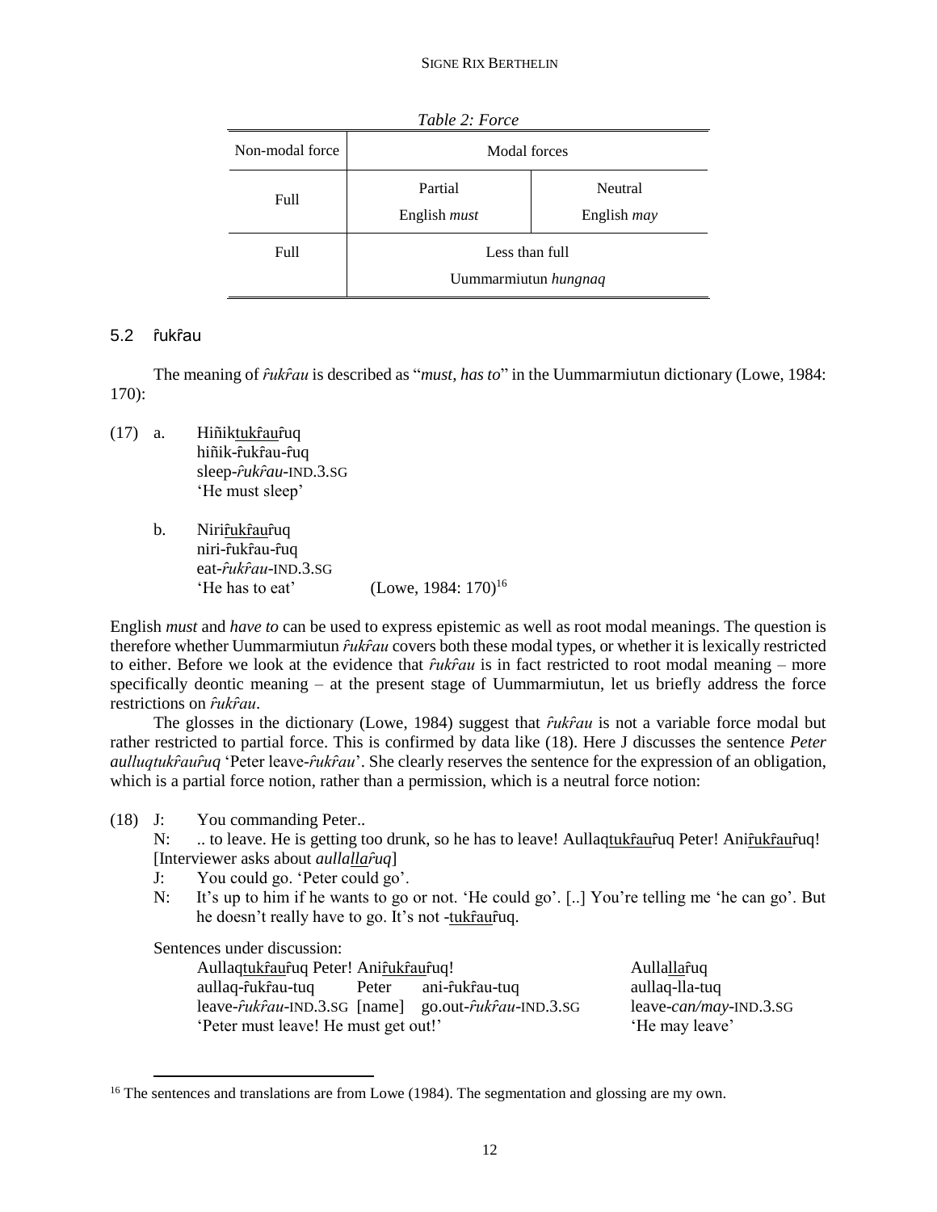*Table 2: Force*

| Non-modal force | Modal forces | |
|---|---|---|
| Full | Partial<br>English *must* | Neutral<br>English *may* |
| Full | Less than full<br>Uummarmiutun *hungnaq* | |

### 5.2 r̂ukr̂au

The meaning of *r̂ukr̂au* is described as "*must, has to*" in the Uummarmiutun dictionary (Lowe, 1984: 170):

(17) a. Hiñik<u>tukr̂aur̂</u>uq
hiñik-r̂ukr̂au-r̂uq
sleep-*r̂ukr̂au*-IND.3.SG
'He must sleep'

b. Niri<u>r̂ukr̂aur̂</u>uq
niri-r̂ukr̂au-r̂uq
eat-*r̂ukr̂au*-IND.3.SG
'He has to eat' (Lowe, 1984: 170)[16]

English *must* and *have to* can be used to express epistemic as well as root modal meanings. The question is therefore whether Uummarmiutun *r̂ukr̂au* covers both these modal types, or whether it is lexically restricted to either. Before we look at the evidence that *r̂ukr̂au* is in fact restricted to root modal meaning – more specifically deontic meaning – at the present stage of Uummarmiutun, let us briefly address the force restrictions on *r̂ukr̂au*.

The glosses in the dictionary (Lowe, 1984) suggest that *r̂ukr̂au* is not a variable force modal but rather restricted to partial force. This is confirmed by data like (18). Here J discusses the sentence *Peter aulluqtukr̂aur̂uq* 'Peter leave-*r̂ukr̂au*'. She clearly reserves the sentence for the expression of an obligation, which is a partial force notion, rather than a permission, which is a neutral force notion:

(18) J: You commanding Peter..
N: .. to leave. He is getting too drunk, so he has to leave! Aullaq<u>tukr̂aur̂</u>uq Peter! Ani<u>r̂ukr̂aur̂</u>uq!
[Interviewer asks about *aulla<u>lla</u>r̂uq*]
J: You could go. 'Peter could go'.
N: It's up to him if he wants to go or not. 'He could go'. [..] You're telling me 'he can go'. But he doesn't really have to go. It's not -<u>tukr̂aur̂</u>uq.

Sentences under discussion:

| Aullaq<u>tukr̂aur̂</u>uq Peter! Ani<u>r̂ukr̂aur̂</u>uq! | | | Aulla<u>lla</u>r̂uq |
|---|---|---|---|
| aullaq-r̂ukr̂au-tuq | Peter | ani-r̂ukr̂au-tuq | aullaq-lla-tuq |
| leave-*r̂ukr̂au*-IND.3.SG | [name] | go.out-*r̂ukr̂au*-IND.3.SG | leave-*can/may*-IND.3.SG |
| 'Peter must leave! He must get out!' | | | 'He may leave' |

[16] The sentences and translations are from Lowe (1984). The segmentation and glossing are my own.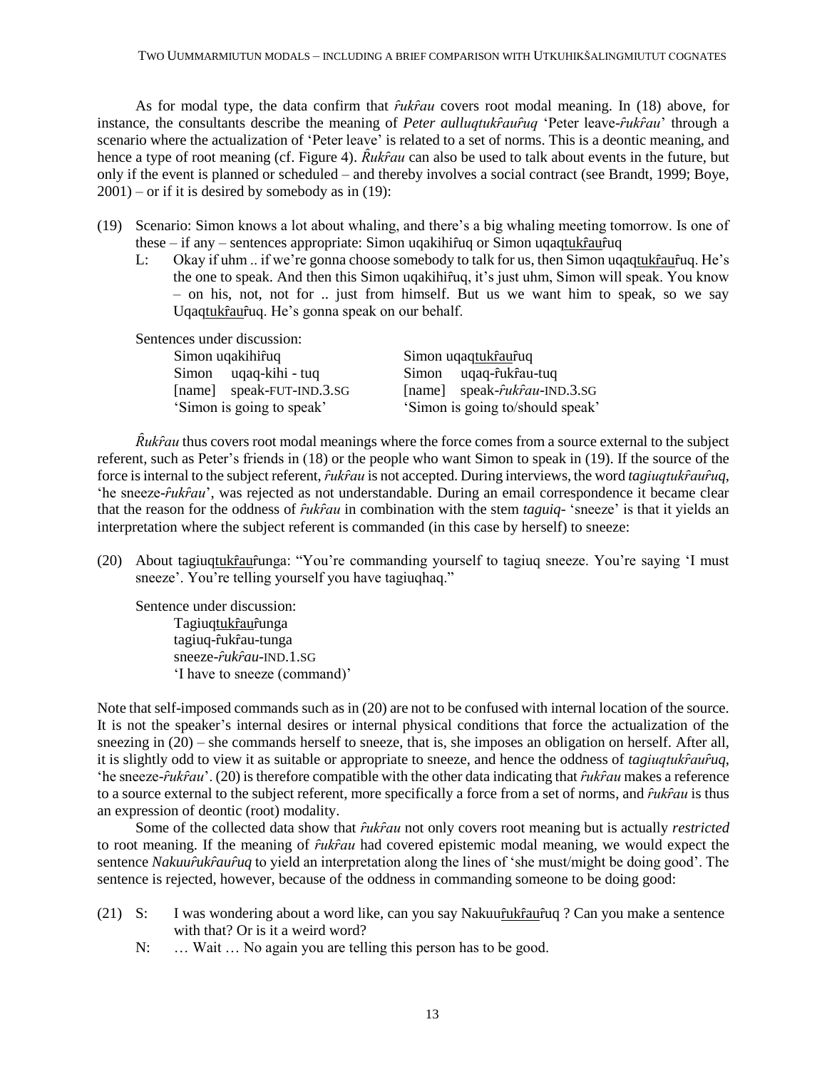As for modal type, the data confirm that *ȓukȓau* covers root modal meaning. In (18) above, for instance, the consultants describe the meaning of *Peter aulluqtukȓauȓuq* 'Peter leave-*ȓukȓau*' through a scenario where the actualization of 'Peter leave' is related to a set of norms. This is a deontic meaning, and hence a type of root meaning (cf. Figure 4). *Ȓukȓau* can also be used to talk about events in the future, but only if the event is planned or scheduled – and thereby involves a social contract (see Brandt, 1999; Boye, 2001) – or if it is desired by somebody as in (19):

(19) Scenario: Simon knows a lot about whaling, and there's a big whaling meeting tomorrow. Is one of these – if any – sentences appropriate: Simon uqakihiȓuq or Simon uqaq<u>tukȓau</u>ȓuq

L: Okay if uhm .. if we're gonna choose somebody to talk for us, then Simon uqaq<u>tukȓau</u>ȓuq. He's the one to speak. And then this Simon uqakihiȓuq, it's just uhm, Simon will speak. You know – on his, not, not for .. just from himself. But us we want him to speak, so we say Uqaq<u>tukȓau</u>ȓuq. He's gonna speak on our behalf.

Sentences under discussion:

| | |
|---|---|
| Simon uqakihiȓuq | Simon uqaq<u>tukȓau</u>ȓuq |
| Simon uqaq-kihi - tuq | Simon uqaq-ȓukȓau-tuq |
| [name] speak-FUT-IND.3.SG | [name] speak-*ȓukȓau*-IND.3.SG |
| 'Simon is going to speak' | 'Simon is going to/should speak' |

*Ȓukȓau* thus covers root modal meanings where the force comes from a source external to the subject referent, such as Peter's friends in (18) or the people who want Simon to speak in (19). If the source of the force is internal to the subject referent, *ȓukȓau* is not accepted. During interviews, the word *tagiuqtukȓauȓuq*, 'he sneeze-*ȓukȓau*', was rejected as not understandable. During an email correspondence it became clear that the reason for the oddness of *ȓukȓau* in combination with the stem *taguiq-* 'sneeze' is that it yields an interpretation where the subject referent is commanded (in this case by herself) to sneeze:

(20) About tagiuq<u>tukȓau</u>ȓunga: "You're commanding yourself to tagiuq sneeze. You're saying 'I must sneeze'. You're telling yourself you have tagiuqhaq."

Sentence under discussion:
Tagiuq<u>tukȓau</u>ȓunga
tagiuq-ȓukȓau-tunga
sneeze-*ȓukȓau*-IND.1.SG
'I have to sneeze (command)'

Note that self-imposed commands such as in (20) are not to be confused with internal location of the source. It is not the speaker's internal desires or internal physical conditions that force the actualization of the sneezing in (20) – she commands herself to sneeze, that is, she imposes an obligation on herself. After all, it is slightly odd to view it as suitable or appropriate to sneeze, and hence the oddness of *tagiuqtukȓauȓuq*, 'he sneeze-*ȓukȓau*'. (20) is therefore compatible with the other data indicating that *ȓukȓau* makes a reference to a source external to the subject referent, more specifically a force from a set of norms, and *ȓukȓau* is thus an expression of deontic (root) modality.

Some of the collected data show that *ȓukȓau* not only covers root meaning but is actually *restricted* to root meaning. If the meaning of *ȓukȓau* had covered epistemic modal meaning, we would expect the sentence *Nakuuȓukȓauȓuq* to yield an interpretation along the lines of 'she must/might be doing good'. The sentence is rejected, however, because of the oddness in commanding someone to be doing good:

(21) S: I was wondering about a word like, can you say Nakuu<u>ȓukȓau</u>ȓuq ? Can you make a sentence with that? Or is it a weird word?

N: … Wait … No again you are telling this person has to be good.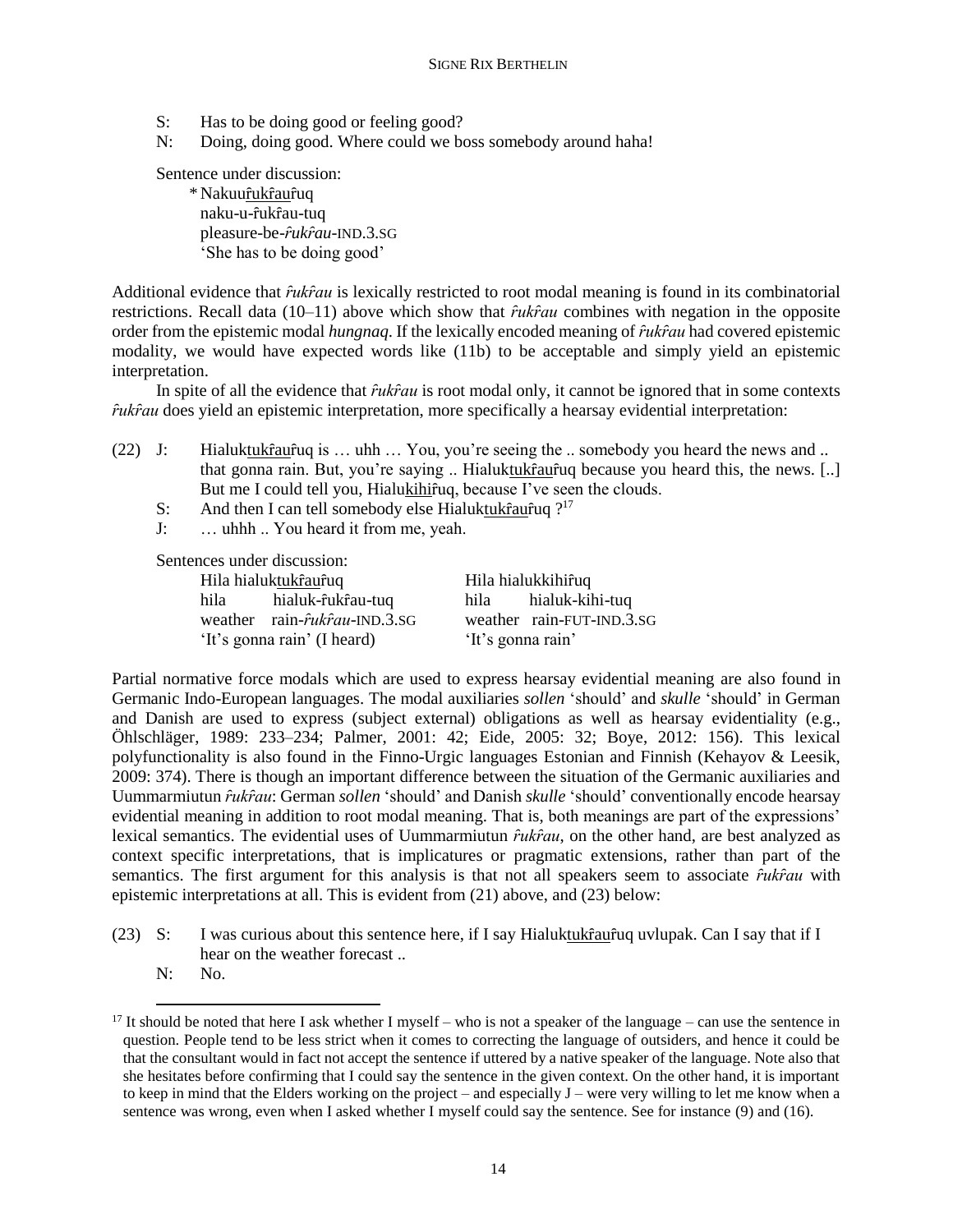S: Has to be doing good or feeling good?
N: Doing, doing good. Where could we boss somebody around haha!

Sentence under discussion:

\* Nakuu<u>ȓukȓau</u>ȓuq
naku-u-ȓukȓau-tuq
pleasure-be-*ȓukȓau*-IND.3.SG
'She has to be doing good'

Additional evidence that *ȓukȓau* is lexically restricted to root modal meaning is found in its combinatorial restrictions. Recall data (10–11) above which show that *ȓukȓau* combines with negation in the opposite order from the epistemic modal *hungnaq*. If the lexically encoded meaning of *ȓukȓau* had covered epistemic modality, we would have expected words like (11b) to be acceptable and simply yield an epistemic interpretation.

In spite of all the evidence that *ȓukȓau* is root modal only, it cannot be ignored that in some contexts *ȓukȓau* does yield an epistemic interpretation, more specifically a hearsay evidential interpretation:

(22) J: Hialuk<u>tukȓau</u>ȓuq is … uhh … You, you're seeing the .. somebody you heard the news and .. that gonna rain. But, you're saying .. Hialuk<u>tukȓau</u>ȓuq because you heard this, the news. [..] But me I could tell you, Hialu<u>kihi</u>ȓuq, because I've seen the clouds.
S: And then I can tell somebody else Hialuk<u>tukȓau</u>ȓuq ?[17]
J: … uhhh .. You heard it from me, yeah.

Sentences under discussion:

| Hila hialuk<u>tukȓau</u>ȓuq | | Hila hialukkihiȓuq | |
|---|---|---|---|
| hila | hialuk-ȓukȓau-tuq | hila | hialuk-kihi-tuq |
| weather | rain-*ȓukȓau*-IND.3.SG | weather | rain-FUT-IND.3.SG |
| 'It's gonna rain' (I heard) | | 'It's gonna rain' | |

Partial normative force modals which are used to express hearsay evidential meaning are also found in Germanic Indo-European languages. The modal auxiliaries *sollen* 'should' and *skulle* 'should' in German and Danish are used to express (subject external) obligations as well as hearsay evidentiality (e.g., Öhlschläger, 1989: 233–234; Palmer, 2001: 42; Eide, 2005: 32; Boye, 2012: 156). This lexical polyfunctionality is also found in the Finno-Urgic languages Estonian and Finnish (Kehayov & Leesik, 2009: 374). There is though an important difference between the situation of the Germanic auxiliaries and Uummarmiutun *ȓukȓau*: German *sollen* 'should' and Danish *skulle* 'should' conventionally encode hearsay evidential meaning in addition to root modal meaning. That is, both meanings are part of the expressions' lexical semantics. The evidential uses of Uummarmiutun *ȓukȓau*, on the other hand, are best analyzed as context specific interpretations, that is implicatures or pragmatic extensions, rather than part of the semantics. The first argument for this analysis is that not all speakers seem to associate *ȓukȓau* with epistemic interpretations at all. This is evident from (21) above, and (23) below:

(23) S: I was curious about this sentence here, if I say Hialuk<u>tukȓau</u>ȓuq uvlupak. Can I say that if I hear on the weather forecast ..
N: No.

[17] It should be noted that here I ask whether I myself – who is not a speaker of the language – can use the sentence in question. People tend to be less strict when it comes to correcting the language of outsiders, and hence it could be that the consultant would in fact not accept the sentence if uttered by a native speaker of the language. Note also that she hesitates before confirming that I could say the sentence in the given context. On the other hand, it is important to keep in mind that the Elders working on the project – and especially J – were very willing to let me know when a sentence was wrong, even when I asked whether I myself could say the sentence. See for instance (9) and (16).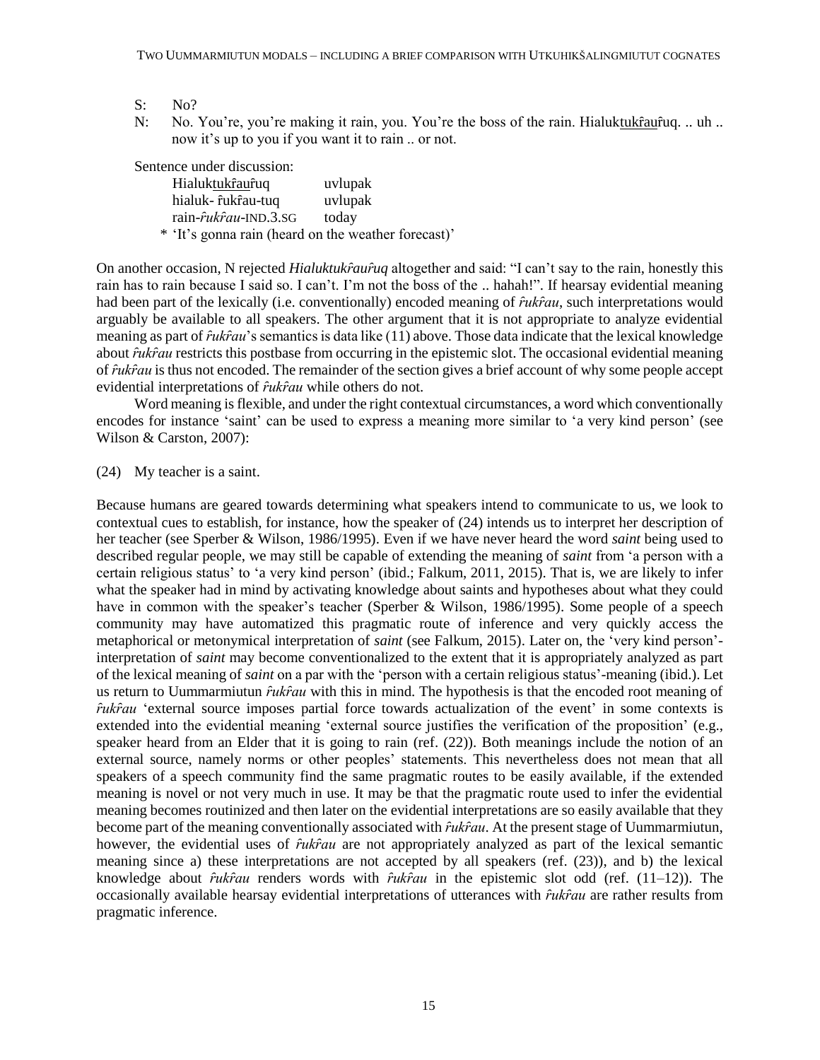S: No?

N: No. You're, you're making it rain, you. You're the boss of the rain. Hialuktukr̂aur̂uq. .. uh .. now it's up to you if you want it to rain .. or not.

Sentence under discussion:

| Hialuktukr̂aur̂uq | uvlupak |
|---|---|
| hialuk- r̂ukr̂au-tuq | uvlupak |
| rain-*r̂ukr̂au*-IND.3.SG | today |

\* 'It's gonna rain (heard on the weather forecast)'

On another occasion, N rejected *Hialuktukr̂aur̂uq* altogether and said: "I can't say to the rain, honestly this rain has to rain because I said so. I can't. I'm not the boss of the .. hahah!". If hearsay evidential meaning had been part of the lexically (i.e. conventionally) encoded meaning of *r̂ukr̂au*, such interpretations would arguably be available to all speakers. The other argument that it is not appropriate to analyze evidential meaning as part of *r̂ukr̂au*'s semantics is data like (11) above. Those data indicate that the lexical knowledge about *r̂ukr̂au* restricts this postbase from occurring in the epistemic slot. The occasional evidential meaning of *r̂ukr̂au* is thus not encoded. The remainder of the section gives a brief account of why some people accept evidential interpretations of *r̂ukr̂au* while others do not.

Word meaning is flexible, and under the right contextual circumstances, a word which conventionally encodes for instance 'saint' can be used to express a meaning more similar to 'a very kind person' (see Wilson & Carston, 2007):

(24) My teacher is a saint.

Because humans are geared towards determining what speakers intend to communicate to us, we look to contextual cues to establish, for instance, how the speaker of (24) intends us to interpret her description of her teacher (see Sperber & Wilson, 1986/1995). Even if we have never heard the word *saint* being used to described regular people, we may still be capable of extending the meaning of *saint* from 'a person with a certain religious status' to 'a very kind person' (ibid.; Falkum, 2011, 2015). That is, we are likely to infer what the speaker had in mind by activating knowledge about saints and hypotheses about what they could have in common with the speaker's teacher (Sperber & Wilson, 1986/1995). Some people of a speech community may have automatized this pragmatic route of inference and very quickly access the metaphorical or metonymical interpretation of *saint* (see Falkum, 2015). Later on, the 'very kind person'-interpretation of *saint* may become conventionalized to the extent that it is appropriately analyzed as part of the lexical meaning of *saint* on a par with the 'person with a certain religious status'-meaning (ibid.). Let us return to Uummarmiutun *r̂ukr̂au* with this in mind. The hypothesis is that the encoded root meaning of *r̂ukr̂au* 'external source imposes partial force towards actualization of the event' in some contexts is extended into the evidential meaning 'external source justifies the verification of the proposition' (e.g., speaker heard from an Elder that it is going to rain (ref. (22)). Both meanings include the notion of an external source, namely norms or other peoples' statements. This nevertheless does not mean that all speakers of a speech community find the same pragmatic routes to be easily available, if the extended meaning is novel or not very much in use. It may be that the pragmatic route used to infer the evidential meaning becomes routinized and then later on the evidential interpretations are so easily available that they become part of the meaning conventionally associated with *r̂ukr̂au*. At the present stage of Uummarmiutun, however, the evidential uses of *r̂ukr̂au* are not appropriately analyzed as part of the lexical semantic meaning since a) these interpretations are not accepted by all speakers (ref. (23)), and b) the lexical knowledge about *r̂ukr̂au* renders words with *r̂ukr̂au* in the epistemic slot odd (ref. (11–12)). The occasionally available hearsay evidential interpretations of utterances with *r̂ukr̂au* are rather results from pragmatic inference.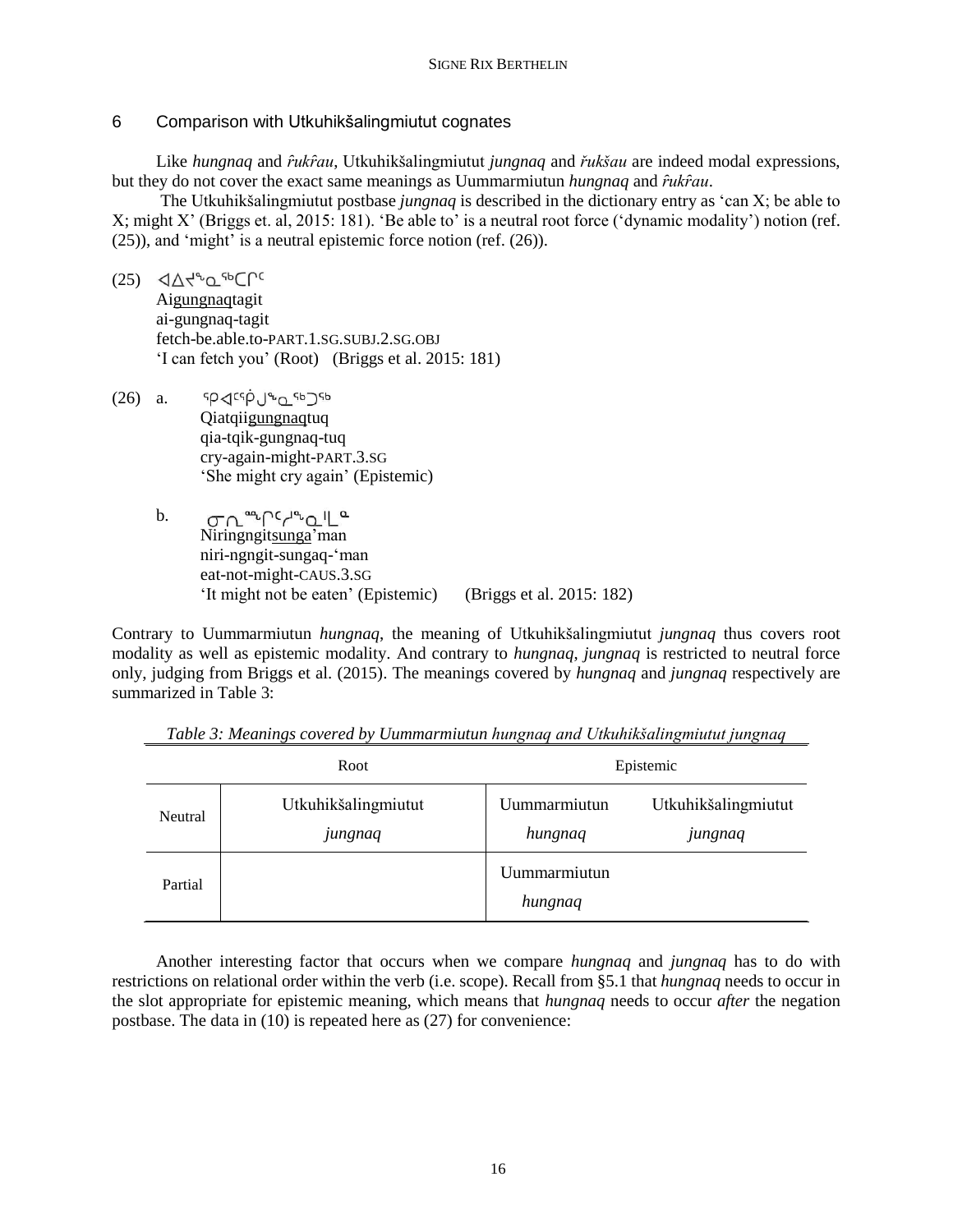## 6 Comparison with Utkuhikšalingmiutut cognates

Like *hungnaq* and *r̂ukr̂au*, Utkuhikšalingmiutut *jungnaq* and *řukšau* are indeed modal expressions, but they do not cover the exact same meanings as Uummarmiutun *hungnaq* and *r̂ukr̂au*.

The Utkuhikšalingmiutut postbase *jungnaq* is described in the dictionary entry as 'can X; be able to X; might X' (Briggs et. al, 2015: 181). 'Be able to' is a neutral root force ('dynamic modality') notion (ref. (25)), and 'might' is a neutral epistemic force notion (ref. (26)).

(25) ᐊᐃᔪᖕᓇᖅᑕᒋᑦ
Ai<u>gungnaq</u>tagit
ai-gungnaq-tagit
fetch-be.able.to-PART.1.SG.SUBJ.2.SG.OBJ
'I can fetch you' (Root) (Briggs et al. 2015: 181)

(26) a. ᕿᐊᑦᕿᒍᖕᓇᖅᑐᖅ
Qiatqii<u>gungnaq</u>tuq
qia-tqik-gungnaq-tuq
cry-again-might-PART.3.SG
'She might cry again' (Epistemic)

b. ᓂᕆᖕᖏᑦᓱᖕᓇᒻᒪᓐ
Niringngit<u>sunga</u>'man
niri-ngngit-sungaq-'man
eat-not-might-CAUS.3.SG
'It might not be eaten' (Epistemic) (Briggs et al. 2015: 182)

Contrary to Uummarmiutun *hungnaq*, the meaning of Utkuhikšalingmiutut *jungnaq* thus covers root modality as well as epistemic modality. And contrary to *hungnaq*, *jungnaq* is restricted to neutral force only, judging from Briggs et al. (2015). The meanings covered by *hungnaq* and *jungnaq* respectively are summarized in Table 3:

*Table 3: Meanings covered by Uummarmiutun hungnaq and Utkuhikšalingmiutut jungnaq*

| | Root | Epistemic | |
|---|---|---|---|
| Neutral | Utkuhikšalingmiutut *jungnaq* | Uummarmiutun *hungnaq* | Utkuhikšalingmiutut *jungnaq* |
| Partial | | Uummarmiutun *hungnaq* | |

Another interesting factor that occurs when we compare *hungnaq* and *jungnaq* has to do with restrictions on relational order within the verb (i.e. scope). Recall from §5.1 that *hungnaq* needs to occur in the slot appropriate for epistemic meaning, which means that *hungnaq* needs to occur *after* the negation postbase. The data in (10) is repeated here as (27) for convenience: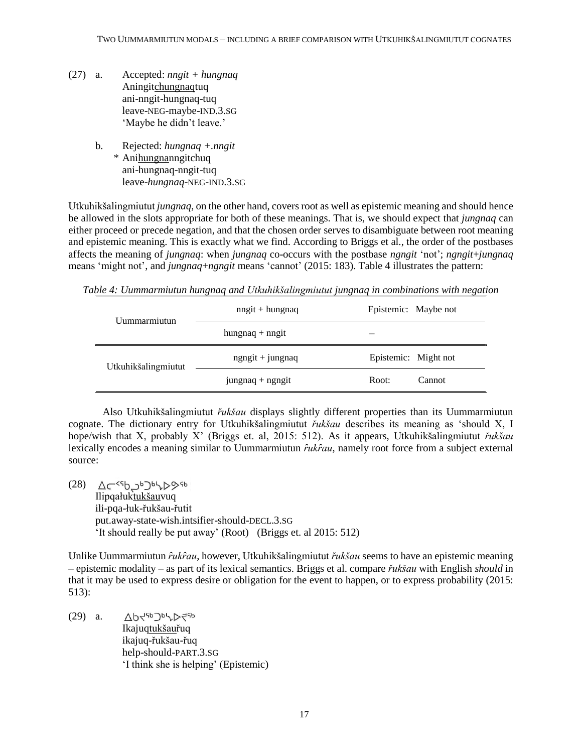(27) a. Accepted: *nngit + hungnaq*
Aningit<u>chungnaq</u>tuq
ani-nngit-hungnaq-tuq
leave-NEG-maybe-IND.3.SG
'Maybe he didn't leave.'

b. Rejected: *hungnaq +.nngit*
\* Ani<u>hungna</u>nngitchuq
ani-hungnaq-nngit-tuq
leave-*hungnaq*-NEG-IND.3.SG

Utkuhikšalingmiutut *jungnaq*, on the other hand, covers root as well as epistemic meaning and should hence be allowed in the slots appropriate for both of these meanings. That is, we should expect that *jungnaq* can either proceed or precede negation, and that the chosen order serves to disambiguate between root meaning and epistemic meaning. This is exactly what we find. According to Briggs et al., the order of the postbases affects the meaning of *jungnaq*: when *jungnaq* co-occurs with the postbase *ngngit* 'not'; *ngngit*+*jungnaq* means 'might not', and *jungnaq*+*ngngit* means 'cannot' (2015: 183). Table 4 illustrates the pattern:

*Table 4: Uummarmiutun hungnaq and Utkuhikšalingmiutut jungnaq in combinations with negation*

| | | |
|---|---|---|
| Uummarmiutun | nngit + hungnaq | Epistemic: Maybe not |
| | hungnaq + nngit | – |
| Utkuhikšalingmiutut | ngngit + jungnaq | Epistemic: Might not |
| | jungnaq + ngngit | Root: Cannot |

Also Utkuhikšalingmiutut *řukšau* displays slightly different properties than its Uummarmiutun cognate. The dictionary entry for Utkuhikšalingmiutut *řukšau* describes its meaning as 'should X, I hope/wish that X, probably X' (Briggs et. al, 2015: 512). As it appears, Utkuhikšalingmiutut *řukšau* lexically encodes a meaning similar to Uummarmiutun *r̂ukr̂au*, namely root force from a subject external source:

(28) ᐃᓕᑉᑲᖢᒃᑐᒃᓴᐅᕗᖅ
Ilipqałuk<u>tukšau</u>vuq
ili-pqa-łuk-řukšau-řutit
put.away-state-wish.intsifier-should-DECL.3.SG
'It should really be put away' (Root) (Briggs et. al 2015: 512)

Unlike Uummarmiutun *r̂ukr̂au*, however, Utkuhikšalingmiutut *řukšau* seems to have an epistemic meaning – epistemic modality – as part of its lexical semantics. Briggs et al. compare *řukšau* with English *should* in that it may be used to express desire or obligation for the event to happen, or to express probability (2015: 513):

(29) a. ᐃᑲᔪᖅᑐᒃᓴᐅᖅ
Ikajuq<u>tukšau</u>řuq
ikajuq-řukšau-řuq
help-should-PART.3.SG
'I think she is helping' (Epistemic)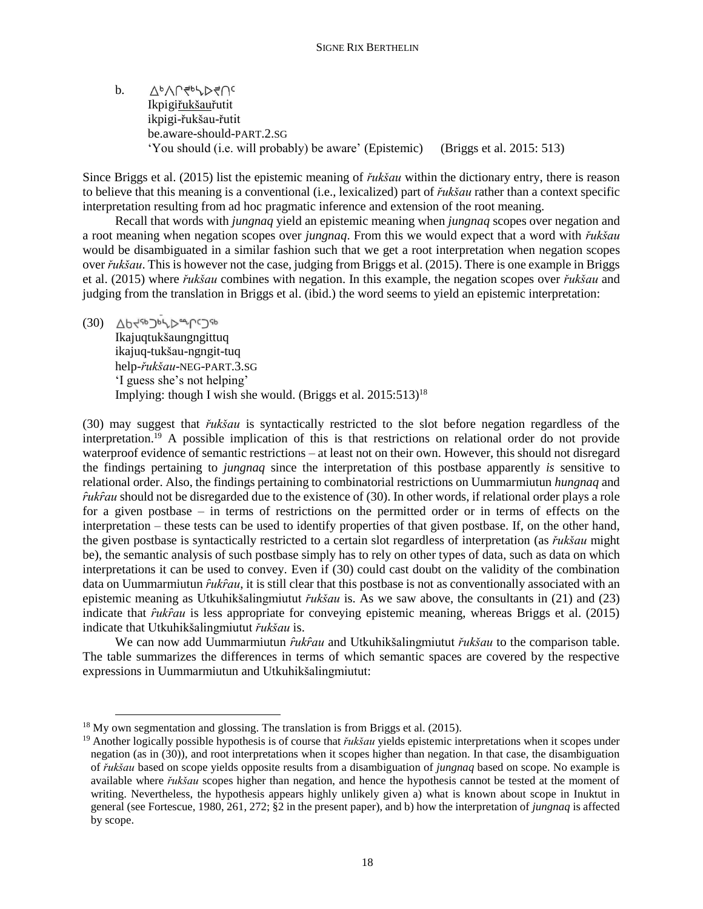b. ᐃᒃᐱᒋᖊᒃᓴᐅᖊᑎᑦ
   Ikpigiřukšauřutit
   ikpigi-řukšau-řutit
   be.aware-should-PART.2.SG
   'You should (i.e. will probably) be aware' (Epistemic) (Briggs et al. 2015: 513)

Since Briggs et al. (2015) list the epistemic meaning of *řukšau* within the dictionary entry, there is reason to believe that this meaning is a conventional (i.e., lexicalized) part of *řukšau* rather than a context specific interpretation resulting from ad hoc pragmatic inference and extension of the root meaning.

Recall that words with *jungnaq* yield an epistemic meaning when *jungnaq* scopes over negation and a root meaning when negation scopes over *jungnaq*. From this we would expect that a word with *řukšau* would be disambiguated in a similar fashion such that we get a root interpretation when negation scopes over *řukšau*. This is however not the case, judging from Briggs et al. (2015). There is one example in Briggs et al. (2015) where *řukšau* combines with negation. In this example, the negation scopes over *řukšau* and judging from the translation in Briggs et al. (ibid.) the word seems to yield an epistemic interpretation:

(30) ᐃᑲᔪᖅᑐᒃᓴᐅᖏᑦᑐᖅ
   Ikajuqtukšaungngittuq
   ikajuq-tukšau-ngngit-tuq
   help-*řukšau*-NEG-PART.3.SG
   'I guess she's not helping'
   Implying: though I wish she would. (Briggs et al. 2015:513)[18]

(30) may suggest that *řukšau* is syntactically restricted to the slot before negation regardless of the interpretation.[19] A possible implication of this is that restrictions on relational order do not provide waterproof evidence of semantic restrictions – at least not on their own. However, this should not disregard the findings pertaining to *jungnaq* since the interpretation of this postbase apparently *is* sensitive to relational order. Also, the findings pertaining to combinatorial restrictions on Uummarmiutun *hungnaq* and *r̂ukr̂au* should not be disregarded due to the existence of (30). In other words, if relational order plays a role for a given postbase – in terms of restrictions on the permitted order or in terms of effects on the interpretation – these tests can be used to identify properties of that given postbase. If, on the other hand, the given postbase is syntactically restricted to a certain slot regardless of interpretation (as *řukšau* might be), the semantic analysis of such postbase simply has to rely on other types of data, such as data on which interpretations it can be used to convey. Even if (30) could cast doubt on the validity of the combination data on Uummarmiutun *r̂ukr̂au*, it is still clear that this postbase is not as conventionally associated with an epistemic meaning as Utkuhikšalingmiutut *řukšau* is. As we saw above, the consultants in (21) and (23) indicate that *r̂ukr̂au* is less appropriate for conveying epistemic meaning, whereas Briggs et al. (2015) indicate that Utkuhikšalingmiutut *řukšau* is.

We can now add Uummarmiutun *r̂ukr̂au* and Utkuhikšalingmiutut *řukšau* to the comparison table. The table summarizes the differences in terms of which semantic spaces are covered by the respective expressions in Uummarmiutun and Utkuhikšalingmiutut:

[18] My own segmentation and glossing. The translation is from Briggs et al. (2015).

[19] Another logically possible hypothesis is of course that *řukšau* yields epistemic interpretations when it scopes under negation (as in (30)), and root interpretations when it scopes higher than negation. In that case, the disambiguation of *řukšau* based on scope yields opposite results from a disambiguation of *jungnaq* based on scope. No example is available where *řukšau* scopes higher than negation, and hence the hypothesis cannot be tested at the moment of writing. Nevertheless, the hypothesis appears highly unlikely given a) what is known about scope in Inuktut in general (see Fortescue, 1980, 261, 272; §2 in the present paper), and b) how the interpretation of *jungnaq* is affected by scope.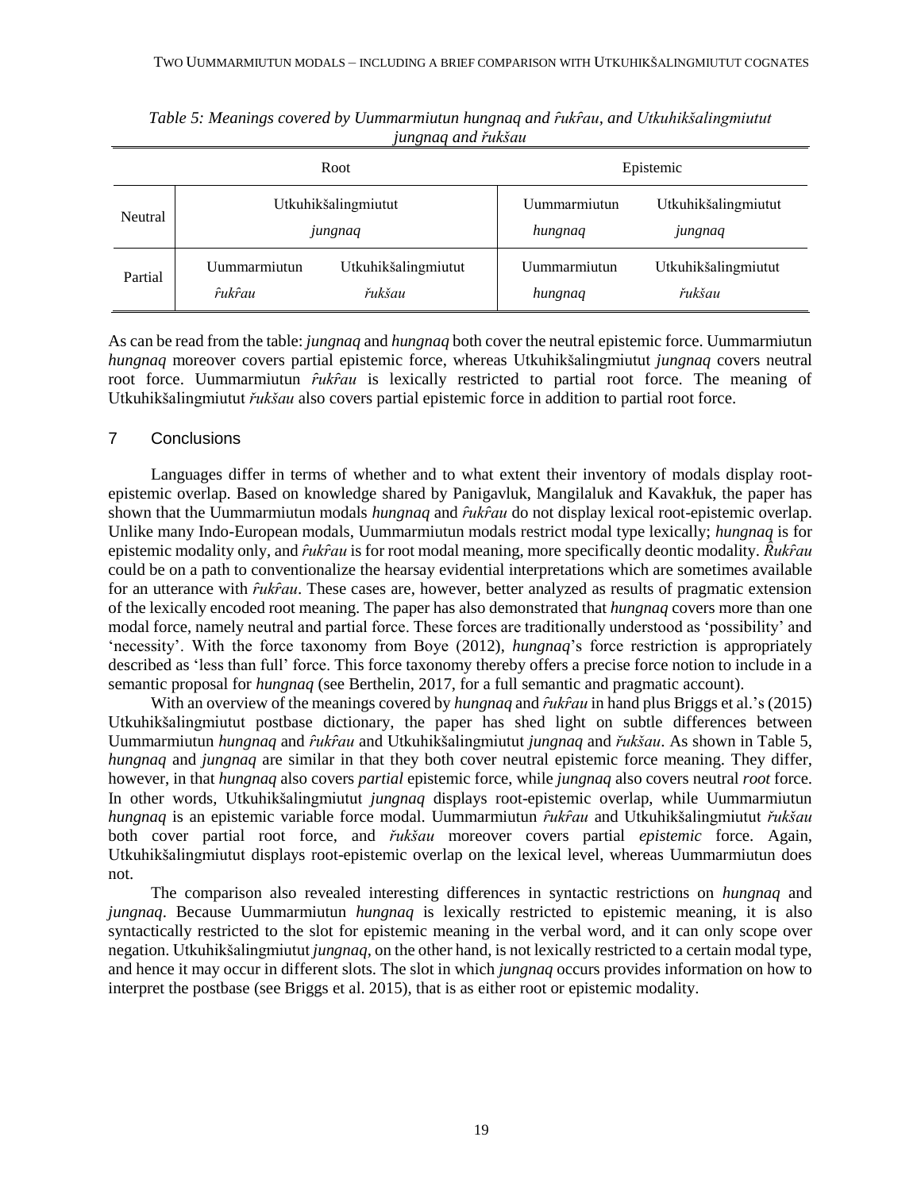*Table 5: Meanings covered by Uummarmiutun hungnaq and r̂ukr̂au, and Utkuhikšalingmiutut jungnaq and řukšau*

| | Root | | Epistemic | |
|---|---|---|---|---|
| Neutral | Utkuhikšalingmiutut *jungnaq* | | Uummarmiutun *hungnaq* | Utkuhikšalingmiutut *jungnaq* |
| Partial | Uummarmiutun *r̂ukr̂au* | Utkuhikšalingmiutut *řukšau* | Uummarmiutun *hungnaq* | Utkuhikšalingmiutut *řukšau* |

As can be read from the table: *jungnaq* and *hungnaq* both cover the neutral epistemic force. Uummarmiutun *hungnaq* moreover covers partial epistemic force, whereas Utkuhikšalingmiutut *jungnaq* covers neutral root force. Uummarmiutun *r̂ukr̂au* is lexically restricted to partial root force. The meaning of Utkuhikšalingmiutut *řukšau* also covers partial epistemic force in addition to partial root force.

## 7 Conclusions

Languages differ in terms of whether and to what extent their inventory of modals display root-epistemic overlap. Based on knowledge shared by Panigavluk, Mangilaluk and Kavakłuk, the paper has shown that the Uummarmiutun modals *hungnaq* and *r̂ukr̂au* do not display lexical root-epistemic overlap. Unlike many Indo-European modals, Uummarmiutun modals restrict modal type lexically; *hungnaq* is for epistemic modality only, and *r̂ukr̂au* is for root modal meaning, more specifically deontic modality. *R̂ukr̂au* could be on a path to conventionalize the hearsay evidential interpretations which are sometimes available for an utterance with *r̂ukr̂au*. These cases are, however, better analyzed as results of pragmatic extension of the lexically encoded root meaning. The paper has also demonstrated that *hungnaq* covers more than one modal force, namely neutral and partial force. These forces are traditionally understood as 'possibility' and 'necessity'. With the force taxonomy from Boye (2012), *hungnaq*'s force restriction is appropriately described as 'less than full' force. This force taxonomy thereby offers a precise force notion to include in a semantic proposal for *hungnaq* (see Berthelin, 2017, for a full semantic and pragmatic account).

With an overview of the meanings covered by *hungnaq* and *r̂ukr̂au* in hand plus Briggs et al.'s (2015) Utkuhikšalingmiutut postbase dictionary, the paper has shed light on subtle differences between Uummarmiutun *hungnaq* and *r̂ukr̂au* and Utkuhikšalingmiutut *jungnaq* and *řukšau*. As shown in Table 5, *hungnaq* and *jungnaq* are similar in that they both cover neutral epistemic force meaning. They differ, however, in that *hungnaq* also covers *partial* epistemic force, while *jungnaq* also covers neutral *root* force. In other words, Utkuhikšalingmiutut *jungnaq* displays root-epistemic overlap, while Uummarmiutun *hungnaq* is an epistemic variable force modal. Uummarmiutun *r̂ukr̂au* and Utkuhikšalingmiutut *řukšau* both cover partial root force, and *řukšau* moreover covers partial *epistemic* force. Again, Utkuhikšalingmiutut displays root-epistemic overlap on the lexical level, whereas Uummarmiutun does not.

The comparison also revealed interesting differences in syntactic restrictions on *hungnaq* and *jungnaq*. Because Uummarmiutun *hungnaq* is lexically restricted to epistemic meaning, it is also syntactically restricted to the slot for epistemic meaning in the verbal word, and it can only scope over negation. Utkuhikšalingmiutut *jungnaq*, on the other hand, is not lexically restricted to a certain modal type, and hence it may occur in different slots. The slot in which *jungnaq* occurs provides information on how to interpret the postbase (see Briggs et al. 2015), that is as either root or epistemic modality.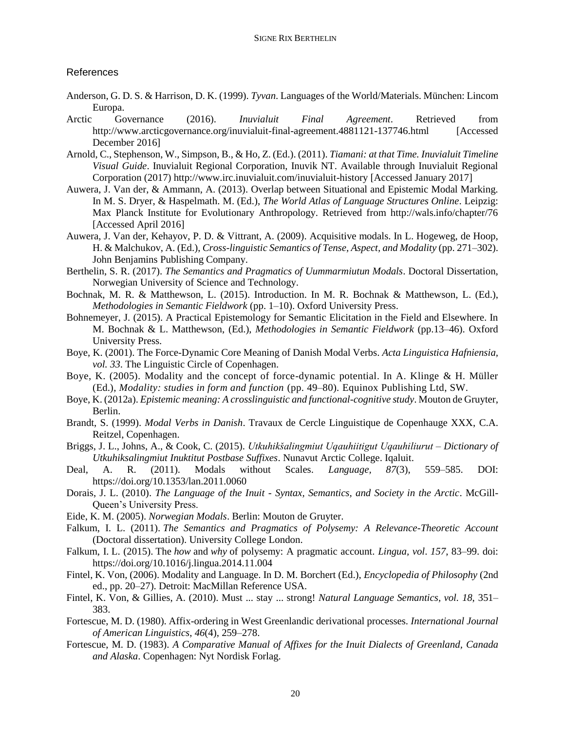## References

Anderson, G. D. S. & Harrison, D. K. (1999). *Tyvan*. Languages of the World/Materials. München: Lincom Europa.

Arctic Governance (2016). *Inuvialuit Final Agreement*. Retrieved from http://www.arcticgovernance.org/inuvialuit-final-agreement.4881121-137746.html [Accessed December 2016]

Arnold, C., Stephenson, W., Simpson, B., & Ho, Z. (Ed.). (2011). *Tiamani: at that Time. Inuvialuit Timeline Visual Guide*. Inuvialuit Regional Corporation, Inuvik NT. Available through Inuvialuit Regional Corporation (2017) http://www.irc.inuvialuit.com/inuvialuit-history [Accessed January 2017]

Auwera, J. Van der, & Ammann, A. (2013). Overlap between Situational and Epistemic Modal Marking. In M. S. Dryer, & Haspelmath. M. (Ed.), *The World Atlas of Language Structures Online*. Leipzig: Max Planck Institute for Evolutionary Anthropology. Retrieved from http://wals.info/chapter/76 [Accessed April 2016]

Auwera, J. Van der, Kehayov, P. D. & Vittrant, A. (2009). Acquisitive modals. In L. Hogeweg, de Hoop, H. & Malchukov, A. (Ed.), *Cross-linguistic Semantics of Tense, Aspect, and Modality* (pp. 271–302). John Benjamins Publishing Company.

Berthelin, S. R. (2017). *The Semantics and Pragmatics of Uummarmiutun Modals*. Doctoral Dissertation, Norwegian University of Science and Technology.

Bochnak, M. R. & Matthewson, L. (2015). Introduction. In M. R. Bochnak & Matthewson, L. (Ed.), *Methodologies in Semantic Fieldwork* (pp. 1–10). Oxford University Press.

Bohnemeyer, J. (2015). A Practical Epistemology for Semantic Elicitation in the Field and Elsewhere. In M. Bochnak & L. Matthewson, (Ed.), *Methodologies in Semantic Fieldwork* (pp.13–46). Oxford University Press.

Boye, K. (2001). The Force-Dynamic Core Meaning of Danish Modal Verbs. *Acta Linguistica Hafniensia, vol. 33*. The Linguistic Circle of Copenhagen.

Boye, K. (2005). Modality and the concept of force-dynamic potential. In A. Klinge & H. Müller (Ed.), *Modality: studies in form and function* (pp. 49–80). Equinox Publishing Ltd, SW.

Boye, K. (2012a). *Epistemic meaning: A crosslinguistic and functional-cognitive study*. Mouton de Gruyter, Berlin.

Brandt, S. (1999). *Modal Verbs in Danish*. Travaux de Cercle Linguistique de Copenhauge XXX, C.A. Reitzel, Copenhagen.

Briggs, J. L., Johns, A., & Cook, C. (2015). *Utkuhikšalingmiut Uqauhiitigut Uqauhiliurut – Dictionary of Utkuhiksalingmiut Inuktitut Postbase Suffixes*. Nunavut Arctic College. Iqaluit.

Deal, A. R. (2011). Modals without Scales. *Language, 87*(3), 559–585. DOI: https://doi.org/10.1353/lan.2011.0060

Dorais, J. L. (2010). *The Language of the Inuit - Syntax, Semantics, and Society in the Arctic*. McGill-Queen's University Press.

Eide, K. M. (2005). *Norwegian Modals*. Berlin: Mouton de Gruyter.

Falkum, I. L. (2011). *The Semantics and Pragmatics of Polysemy: A Relevance-Theoretic Account* (Doctoral dissertation). University College London.

Falkum, I. L. (2015). The *how* and *why* of polysemy: A pragmatic account. *Lingua, vol. 157*, 83–99. doi: https://doi.org/10.1016/j.lingua.2014.11.004

Fintel, K. Von, (2006). Modality and Language. In D. M. Borchert (Ed.), *Encyclopedia of Philosophy* (2nd ed., pp. 20–27). Detroit: MacMillan Reference USA.

Fintel, K. Von, & Gillies, A. (2010). Must ... stay ... strong! *Natural Language Semantics, vol. 18*, 351–383.

Fortescue, M. D. (1980). Affix-ordering in West Greenlandic derivational processes. *International Journal of American Linguistics, 46*(4), 259–278.

Fortescue, M. D. (1983). *A Comparative Manual of Affixes for the Inuit Dialects of Greenland, Canada and Alaska*. Copenhagen: Nyt Nordisk Forlag.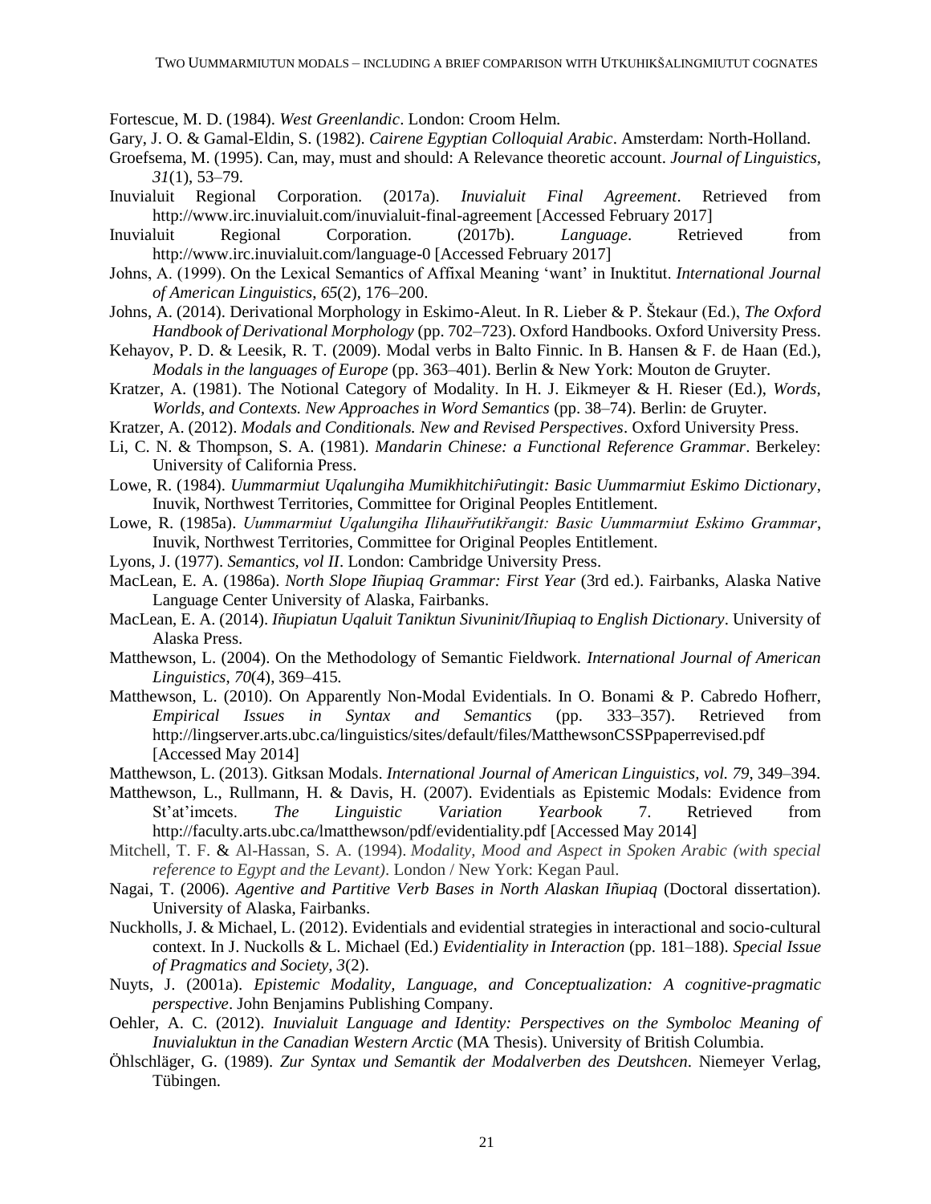Fortescue, M. D. (1984). *West Greenlandic*. London: Croom Helm.

Gary, J. O. & Gamal-Eldin, S. (1982). *Cairene Egyptian Colloquial Arabic*. Amsterdam: North-Holland.

Groefsema, M. (1995). Can, may, must and should: A Relevance theoretic account. *Journal of Linguistics, 31*(1), 53–79.

Inuvialuit Regional Corporation. (2017a). *Inuvialuit Final Agreement*. Retrieved from http://www.irc.inuvialuit.com/inuvialuit-final-agreement [Accessed February 2017]

Inuvialuit Regional Corporation. (2017b). *Language*. Retrieved from http://www.irc.inuvialuit.com/language-0 [Accessed February 2017]

Johns, A. (1999). On the Lexical Semantics of Affixal Meaning 'want' in Inuktitut. *International Journal of American Linguistics, 65*(2), 176–200.

Johns, A. (2014). Derivational Morphology in Eskimo-Aleut. In R. Lieber & P. Štekaur (Ed.), *The Oxford Handbook of Derivational Morphology* (pp. 702–723). Oxford Handbooks. Oxford University Press.

Kehayov, P. D. & Leesik, R. T. (2009). Modal verbs in Balto Finnic. In B. Hansen & F. de Haan (Ed.), *Modals in the languages of Europe* (pp. 363–401). Berlin & New York: Mouton de Gruyter.

Kratzer, A. (1981). The Notional Category of Modality. In H. J. Eikmeyer & H. Rieser (Ed.), *Words, Worlds, and Contexts. New Approaches in Word Semantics* (pp. 38–74). Berlin: de Gruyter.

Kratzer, A. (2012). *Modals and Conditionals. New and Revised Perspectives*. Oxford University Press.

Li, C. N. & Thompson, S. A. (1981). *Mandarin Chinese: a Functional Reference Grammar*. Berkeley: University of California Press.

Lowe, R. (1984). *Uummarmiut Uqalungiha Mumikhitchiȓutingit: Basic Uummarmiut Eskimo Dictionary*, Inuvik, Northwest Territories, Committee for Original Peoples Entitlement.

Lowe, R. (1985a). *Uummarmiut Uqalungiha Ilihauřřutikřangit: Basic Uummarmiut Eskimo Grammar*, Inuvik, Northwest Territories, Committee for Original Peoples Entitlement.

Lyons, J. (1977). *Semantics, vol II*. London: Cambridge University Press.

MacLean, E. A. (1986a). *North Slope Iñupiaq Grammar: First Year* (3rd ed.). Fairbanks, Alaska Native Language Center University of Alaska, Fairbanks.

MacLean, E. A. (2014). *Iñupiatun Uqaluit Taniktun Sivuninit/Iñupiaq to English Dictionary*. University of Alaska Press.

Matthewson, L. (2004). On the Methodology of Semantic Fieldwork. *International Journal of American Linguistics*, *70*(4), 369–415.

Matthewson, L. (2010). On Apparently Non-Modal Evidentials. In O. Bonami & P. Cabredo Hofherr, *Empirical Issues in Syntax and Semantics* (pp. 333–357). Retrieved from http://lingserver.arts.ubc.ca/linguistics/sites/default/files/MatthewsonCSSPpaperrevised.pdf [Accessed May 2014]

Matthewson, L. (2013). Gitksan Modals. *International Journal of American Linguistics, vol. 79*, 349–394.

Matthewson, L., Rullmann, H. & Davis, H. (2007). Evidentials as Epistemic Modals: Evidence from St'at'imcets. *The Linguistic Variation Yearbook* 7. Retrieved from http://faculty.arts.ubc.ca/lmatthewson/pdf/evidentiality.pdf [Accessed May 2014]

Mitchell, T. F. & Al-Hassan, S. A. (1994). *Modality, Mood and Aspect in Spoken Arabic (with special reference to Egypt and the Levant)*. London / New York: Kegan Paul.

Nagai, T. (2006). *Agentive and Partitive Verb Bases in North Alaskan Iñupiaq* (Doctoral dissertation). University of Alaska, Fairbanks.

Nuckholls, J. & Michael, L. (2012). Evidentials and evidential strategies in interactional and socio-cultural context. In J. Nuckolls & L. Michael (Ed.) *Evidentiality in Interaction* (pp. 181–188). *Special Issue of Pragmatics and Society, 3*(2).

Nuyts, J. (2001a). *Epistemic Modality, Language, and Conceptualization: A cognitive-pragmatic perspective*. John Benjamins Publishing Company.

Oehler, A. C. (2012). *Inuvialuit Language and Identity: Perspectives on the Symboloc Meaning of Inuvialuktun in the Canadian Western Arctic* (MA Thesis). University of British Columbia.

Öhlschläger, G. (1989). *Zur Syntax und Semantik der Modalverben des Deutshcen*. Niemeyer Verlag, Tübingen.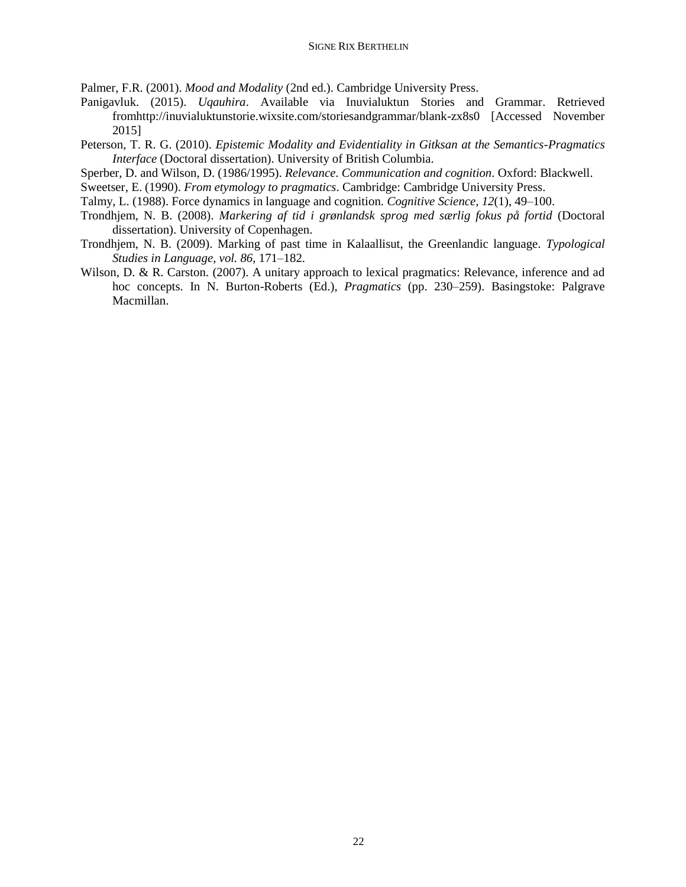Palmer, F.R. (2001). *Mood and Modality* (2nd ed.). Cambridge University Press.

Panigavluk. (2015). *Uqauhira*. Available via Inuvialuktun Stories and Grammar. Retrieved fromhttp://inuvialuktunstorie.wixsite.com/storiesandgrammar/blank-zx8s0 [Accessed November 2015]

Peterson, T. R. G. (2010). *Epistemic Modality and Evidentiality in Gitksan at the Semantics-Pragmatics Interface* (Doctoral dissertation). University of British Columbia.

Sperber, D. and Wilson, D. (1986/1995). *Relevance. Communication and cognition*. Oxford: Blackwell.

Sweetser, E. (1990). *From etymology to pragmatics*. Cambridge: Cambridge University Press.

Talmy, L. (1988). Force dynamics in language and cognition. *Cognitive Science, 12*(1), 49–100.

Trondhjem, N. B. (2008). *Markering af tid i grønlandsk sprog med særlig fokus på fortid* (Doctoral dissertation). University of Copenhagen.

Trondhjem, N. B. (2009). Marking of past time in Kalaallisut, the Greenlandic language. *Typological Studies in Language, vol. 86*, 171–182.

Wilson, D. & R. Carston. (2007). A unitary approach to lexical pragmatics: Relevance, inference and ad hoc concepts. In N. Burton-Roberts (Ed.), *Pragmatics* (pp. 230–259). Basingstoke: Palgrave Macmillan.